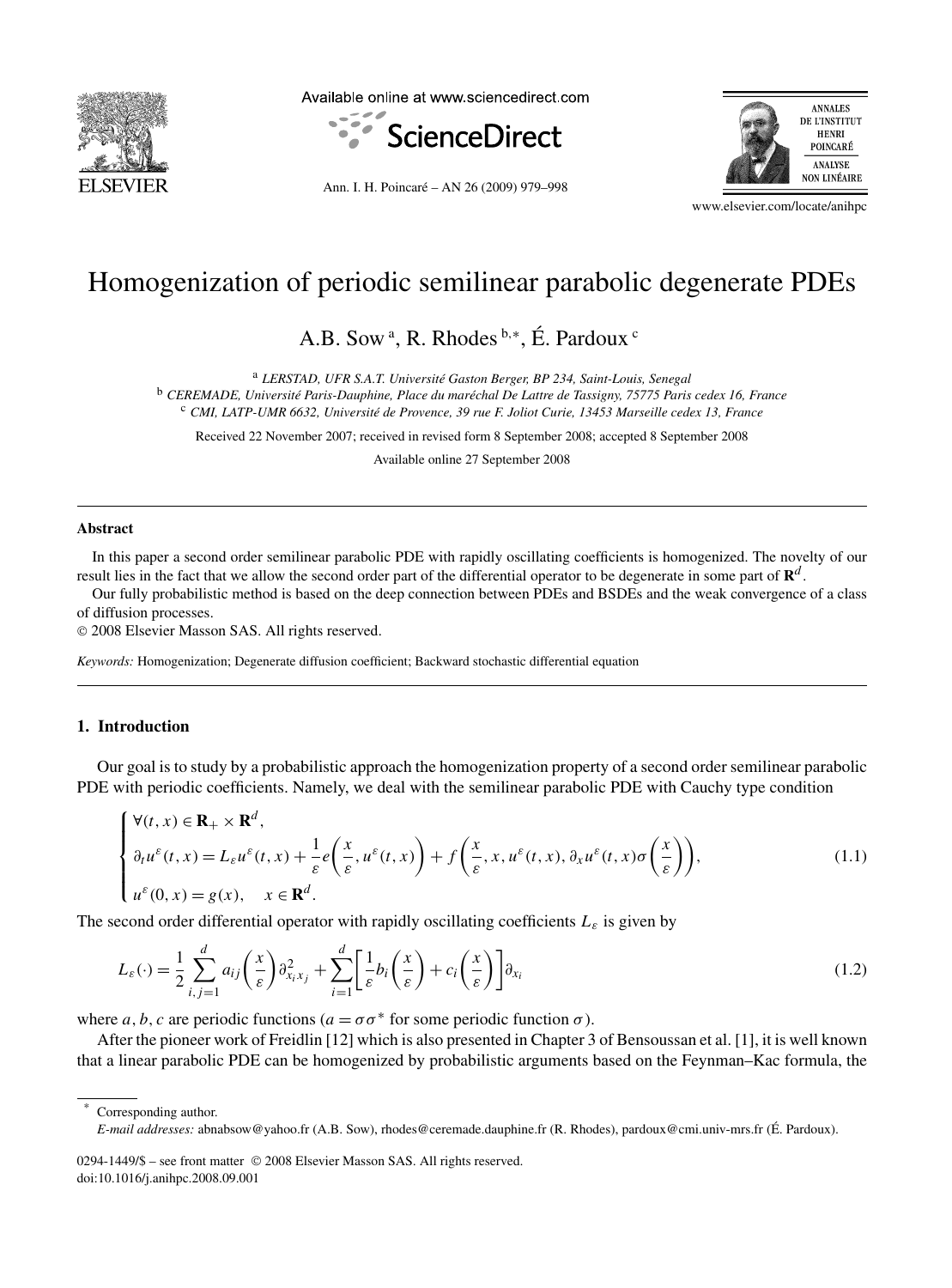# Homogenization of periodic semilinear parabolic degenerate PDEs

A.B. Sow [a], R. Rhodes [b,*], É. Pardoux [c]

[a] *LERSTAD, UFR S.A.T. Université Gaston Berger, BP 234, Saint-Louis, Senegal*
[b] *CEREMADE, Université Paris-Dauphine, Place du maréchal De Lattre de Tassigny, 75775 Paris cedex 16, France*
[c] *CMI, LATP-UMR 6632, Université de Provence, 39 rue F. Joliot Curie, 13453 Marseille cedex 13, France*

Received 22 November 2007; received in revised form 8 September 2008; accepted 8 September 2008

Available online 27 September 2008

---

## Abstract

In this paper a second order semilinear parabolic PDE with rapidly oscillating coefficients is homogenized. The novelty of our result lies in the fact that we allow the second order part of the differential operator to be degenerate in some part of $\mathbf{R}^d$.

Our fully probabilistic method is based on the deep connection between PDEs and BSDEs and the weak convergence of a class of diffusion processes.

© 2008 Elsevier Masson SAS. All rights reserved.

*Keywords:* Homogenization; Degenerate diffusion coefficient; Backward stochastic differential equation

---

## 1. Introduction

Our goal is to study by a probabilistic approach the homogenization property of a second order semilinear parabolic PDE with periodic coefficients. Namely, we deal with the semilinear parabolic PDE with Cauchy type condition

$$
\begin{cases}
\forall (t,x) \in \mathbf{R}_+ \times \mathbf{R}^d, \\
\partial_t u^\varepsilon(t,x) = L_\varepsilon u^\varepsilon(t,x) + \dfrac{1}{\varepsilon} e\left(\dfrac{x}{\varepsilon}, u^\varepsilon(t,x)\right) + f\left(\dfrac{x}{\varepsilon}, x, u^\varepsilon(t,x), \partial_x u^\varepsilon(t,x)\sigma\left(\dfrac{x}{\varepsilon}\right)\right), \\
u^\varepsilon(0,x) = g(x), \quad x \in \mathbf{R}^d.
\end{cases}
\tag{1.1}
$$

The second order differential operator with rapidly oscillating coefficients $L_\varepsilon$ is given by

$$
L_\varepsilon(\cdot) = \frac{1}{2}\sum_{i,j=1}^d a_{ij}\left(\frac{x}{\varepsilon}\right)\partial^2_{x_i x_j} + \sum_{i=1}^d \left[\frac{1}{\varepsilon} b_i\left(\frac{x}{\varepsilon}\right) + c_i\left(\frac{x}{\varepsilon}\right)\right]\partial_{x_i}
\tag{1.2}
$$

where $a, b, c$ are periodic functions ($a = \sigma\sigma^*$ for some periodic function $\sigma$).

After the pioneer work of Freidlin [12] which is also presented in Chapter 3 of Bensoussan et al. [1], it is well known that a linear parabolic PDE can be homogenized by probabilistic arguments based on the Feynman–Kac formula, the

---

* Corresponding author.
*E-mail addresses:* abnabsow@yahoo.fr (A.B. Sow), rhodes@ceremade.dauphine.fr (R. Rhodes), pardoux@cmi.univ-mrs.fr (É. Pardoux).

0294-1449/$ – see front matter © 2008 Elsevier Masson SAS. All rights reserved.
doi:10.1016/j.anihpc.2008.09.001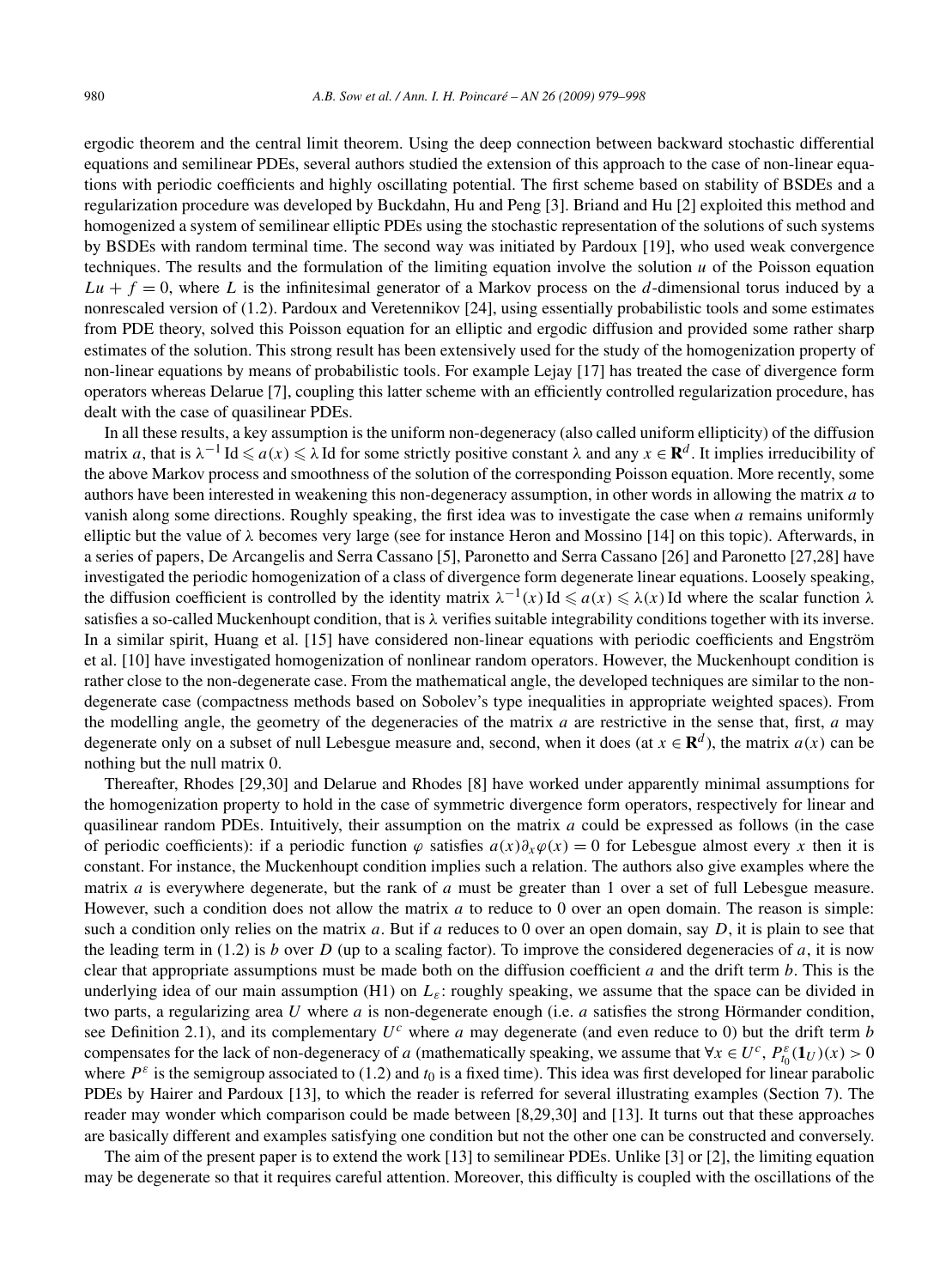ergodic theorem and the central limit theorem. Using the deep connection between backward stochastic differential equations and semilinear PDEs, several authors studied the extension of this approach to the case of non-linear equations with periodic coefficients and highly oscillating potential. The first scheme based on stability of BSDEs and a regularization procedure was developed by Buckdahn, Hu and Peng [3]. Briand and Hu [2] exploited this method and homogenized a system of semilinear elliptic PDEs using the stochastic representation of the solutions of such systems by BSDEs with random terminal time. The second way was initiated by Pardoux [19], who used weak convergence techniques. The results and the formulation of the limiting equation involve the solution $u$ of the Poisson equation $Lu + f = 0$, where $L$ is the infinitesimal generator of a Markov process on the $d$-dimensional torus induced by a nonrescaled version of (1.2). Pardoux and Veretennikov [24], using essentially probabilistic tools and some estimates from PDE theory, solved this Poisson equation for an elliptic and ergodic diffusion and provided some rather sharp estimates of the solution. This strong result has been extensively used for the study of the homogenization property of non-linear equations by means of probabilistic tools. For example Lejay [17] has treated the case of divergence form operators whereas Delarue [7], coupling this latter scheme with an efficiently controlled regularization procedure, has dealt with the case of quasilinear PDEs.

In all these results, a key assumption is the uniform non-degeneracy (also called uniform ellipticity) of the diffusion matrix $a$, that is $\lambda^{-1}\,\mathrm{Id} \leqslant a(x) \leqslant \lambda\,\mathrm{Id}$ for some strictly positive constant $\lambda$ and any $x \in \mathbf{R}^d$. It implies irreducibility of the above Markov process and smoothness of the solution of the corresponding Poisson equation. More recently, some authors have been interested in weakening this non-degeneracy assumption, in other words in allowing the matrix $a$ to vanish along some directions. Roughly speaking, the first idea was to investigate the case when $a$ remains uniformly elliptic but the value of $\lambda$ becomes very large (see for instance Heron and Mossino [14] on this topic). Afterwards, in a series of papers, De Arcangelis and Serra Cassano [5], Paronetto and Serra Cassano [26] and Paronetto [27,28] have investigated the periodic homogenization of a class of divergence form degenerate linear equations. Loosely speaking, the diffusion coefficient is controlled by the identity matrix $\lambda^{-1}(x)\,\mathrm{Id} \leqslant a(x) \leqslant \lambda(x)\,\mathrm{Id}$ where the scalar function $\lambda$ satisfies a so-called Muckenhoupt condition, that is $\lambda$ verifies suitable integrability conditions together with its inverse. In a similar spirit, Huang et al. [15] have considered non-linear equations with periodic coefficients and Engström et al. [10] have investigated homogenization of nonlinear random operators. However, the Muckenhoupt condition is rather close to the non-degenerate case. From the mathematical angle, the developed techniques are similar to the non-degenerate case (compactness methods based on Sobolev's type inequalities in appropriate weighted spaces). From the modelling angle, the geometry of the degeneracies of the matrix $a$ are restrictive in the sense that, first, $a$ may degenerate only on a subset of null Lebesgue measure and, second, when it does (at $x \in \mathbf{R}^d$), the matrix $a(x)$ can be nothing but the null matrix 0.

Thereafter, Rhodes [29,30] and Delarue and Rhodes [8] have worked under apparently minimal assumptions for the homogenization property to hold in the case of symmetric divergence form operators, respectively for linear and quasilinear random PDEs. Intuitively, their assumption on the matrix $a$ could be expressed as follows (in the case of periodic coefficients): if a periodic function $\varphi$ satisfies $a(x)\partial_x\varphi(x) = 0$ for Lebesgue almost every $x$ then it is constant. For instance, the Muckenhoupt condition implies such a relation. The authors also give examples where the matrix $a$ is everywhere degenerate, but the rank of $a$ must be greater than 1 over a set of full Lebesgue measure. However, such a condition does not allow the matrix $a$ to reduce to 0 over an open domain. The reason is simple: such a condition only relies on the matrix $a$. But if $a$ reduces to 0 over an open domain, say $D$, it is plain to see that the leading term in (1.2) is $b$ over $D$ (up to a scaling factor). To improve the considered degeneracies of $a$, it is now clear that appropriate assumptions must be made both on the diffusion coefficient $a$ and the drift term $b$. This is the underlying idea of our main assumption (H1) on $L_\varepsilon$: roughly speaking, we assume that the space can be divided in two parts, a regularizing area $U$ where $a$ is non-degenerate enough (i.e. $a$ satisfies the strong Hörmander condition, see Definition 2.1), and its complementary $U^c$ where $a$ may degenerate (and even reduce to 0) but the drift term $b$ compensates for the lack of non-degeneracy of $a$ (mathematically speaking, we assume that $\forall x \in U^c$, $P^\varepsilon_{t_0}(\mathbf{1}_U)(x) > 0$ where $P^\varepsilon$ is the semigroup associated to (1.2) and $t_0$ is a fixed time). This idea was first developed for linear parabolic PDEs by Hairer and Pardoux [13], to which the reader is referred for several illustrating examples (Section 7). The reader may wonder which comparison could be made between [8,29,30] and [13]. It turns out that these approaches are basically different and examples satisfying one condition but not the other one can be constructed and conversely.

The aim of the present paper is to extend the work [13] to semilinear PDEs. Unlike [3] or [2], the limiting equation may be degenerate so that it requires careful attention. Moreover, this difficulty is coupled with the oscillations of the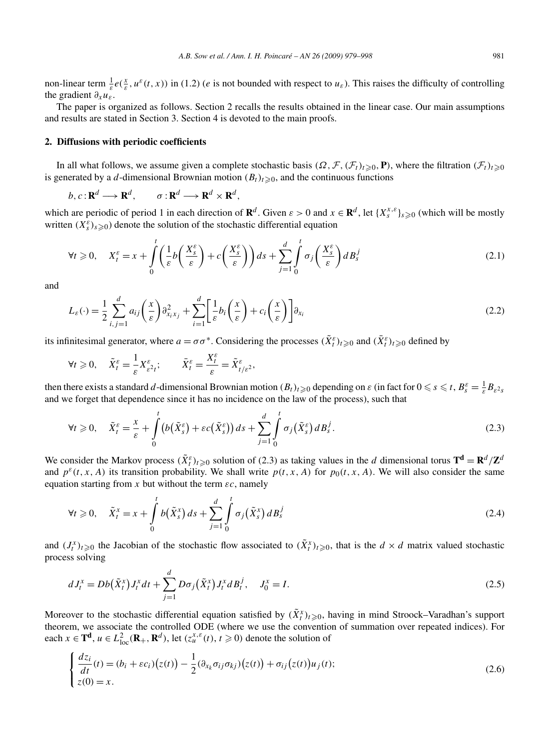non-linear term $\frac{1}{\varepsilon}e(\frac{x}{\varepsilon}, u^\varepsilon(t,x))$ in (1.2) ($e$ is not bounded with respect to $u_\varepsilon$). This raises the difficulty of controlling the gradient $\partial_x u_\varepsilon$.

The paper is organized as follows. Section 2 recalls the results obtained in the linear case. Our main assumptions and results are stated in Section 3. Section 4 is devoted to the main proofs.

## 2. Diffusions with periodic coefficients

In all what follows, we assume given a complete stochastic basis $(\Omega, \mathcal{F}, (\mathcal{F}_t)_{t\geqslant 0}, \mathbf{P})$, where the filtration $(\mathcal{F}_t)_{t\geqslant 0}$ is generated by a $d$-dimensional Brownian motion $(B_t)_{t\geqslant 0}$, and the continuous functions

$$b, c : \mathbf{R}^d \longrightarrow \mathbf{R}^d, \qquad \sigma : \mathbf{R}^d \longrightarrow \mathbf{R}^d \times \mathbf{R}^d,$$

which are periodic of period 1 in each direction of $\mathbf{R}^d$. Given $\varepsilon > 0$ and $x \in \mathbf{R}^d$, let $\{X_s^{x,\varepsilon}\}_{s\geqslant 0}$ (which will be mostly written $(X_s^\varepsilon)_{s\geqslant 0}$) denote the solution of the stochastic differential equation

$$\forall t \geqslant 0, \quad X_t^\varepsilon = x + \int_0^t \left(\frac{1}{\varepsilon} b\left(\frac{X_s^\varepsilon}{\varepsilon}\right) + c\left(\frac{X_s^\varepsilon}{\varepsilon}\right)\right) ds + \sum_{j=1}^d \int_0^t \sigma_j\left(\frac{X_s^\varepsilon}{\varepsilon}\right) dB_s^j \tag{2.1}$$

and

$$L_\varepsilon(\cdot) = \frac{1}{2}\sum_{i,j=1}^d a_{ij}\left(\frac{x}{\varepsilon}\right)\partial^2_{x_i x_j} + \sum_{i=1}^d \left[\frac{1}{\varepsilon} b_i\left(\frac{x}{\varepsilon}\right) + c_i\left(\frac{x}{\varepsilon}\right)\right]\partial_{x_i} \tag{2.2}$$

its infinitesimal generator, where $a = \sigma\sigma^*$. Considering the processes $(\tilde{X}_t^\varepsilon)_{t\geqslant 0}$ and $(\bar{X}_t^\varepsilon)_{t\geqslant 0}$ defined by

$$\forall t \geqslant 0, \quad \tilde{X}_t^\varepsilon = \frac{1}{\varepsilon} X^\varepsilon_{\varepsilon^2 t}; \qquad \bar{X}_t^\varepsilon = \frac{X_t^\varepsilon}{\varepsilon} = \tilde{X}^\varepsilon_{t/\varepsilon^2},$$

then there exists a standard $d$-dimensional Brownian motion $(B_t)_{t\geqslant 0}$ depending on $\varepsilon$ (in fact for $0 \leqslant s \leqslant t$, $B_s^\varepsilon = \frac{1}{\varepsilon}B_{\varepsilon^2 s}$ and we forget that dependence since it has no incidence on the law of the process), such that

$$\forall t \geqslant 0, \quad \tilde{X}_t^\varepsilon = \frac{x}{\varepsilon} + \int_0^t \left(b\left(\tilde{X}_s^\varepsilon\right) + \varepsilon c\left(\tilde{X}_s^\varepsilon\right)\right) ds + \sum_{j=1}^d \int_0^t \sigma_j\left(\tilde{X}_s^\varepsilon\right) dB_s^j. \tag{2.3}$$

We consider the Markov process $(\tilde{X}_t^\varepsilon)_{t\geqslant 0}$ solution of (2.3) as taking values in the $d$ dimensional torus $\mathbf{T^d} = \mathbf{R}^d/\mathbf{Z}^d$ and $p^\varepsilon(t,x,A)$ its transition probability. We shall write $p(t,x,A)$ for $p_0(t,x,A)$. We will also consider the same equation starting from $x$ but without the term $\varepsilon c$, namely

$$\forall t \geqslant 0, \quad \tilde{X}_t^x = x + \int_0^t b\left(\tilde{X}_s^x\right) ds + \sum_{j=1}^d \int_0^t \sigma_j\left(\tilde{X}_s^x\right) dB_s^j \tag{2.4}$$

and $(J_t^x)_{t\geqslant 0}$ the Jacobian of the stochastic flow associated to $(\tilde{X}_t^x)_{t\geqslant 0}$, that is the $d \times d$ matrix valued stochastic process solving

$$dJ_t^x = Db\left(\tilde{X}_t^x\right) J_t^x\, dt + \sum_{j=1}^d D\sigma_j\left(\tilde{X}_t^x\right) J_t^x\, dB_t^j, \quad J_0^x = I. \tag{2.5}$$

Moreover to the stochastic differential equation satisfied by $(\tilde{X}_t^x)_{t\geqslant 0}$, having in mind Stroock–Varadhan's support theorem, we associate the controlled ODE (where we use the convention of summation over repeated indices). For each $x \in \mathbf{T^d}$, $u \in L^2_{\mathrm{loc}}(\mathbf{R}_+, \mathbf{R}^d)$, let $(z_u^{x,\varepsilon}(t), t \geqslant 0)$ denote the solution of

$$\begin{cases} \dfrac{dz_i}{dt}(t) = (b_i + \varepsilon c_i)\left(z(t)\right) - \dfrac{1}{2}(\partial_{x_k}\sigma_{ij}\sigma_{kj})\left(z(t)\right) + \sigma_{ij}\left(z(t)\right)u_j(t); \\ z(0) = x. \end{cases} \tag{2.6}$$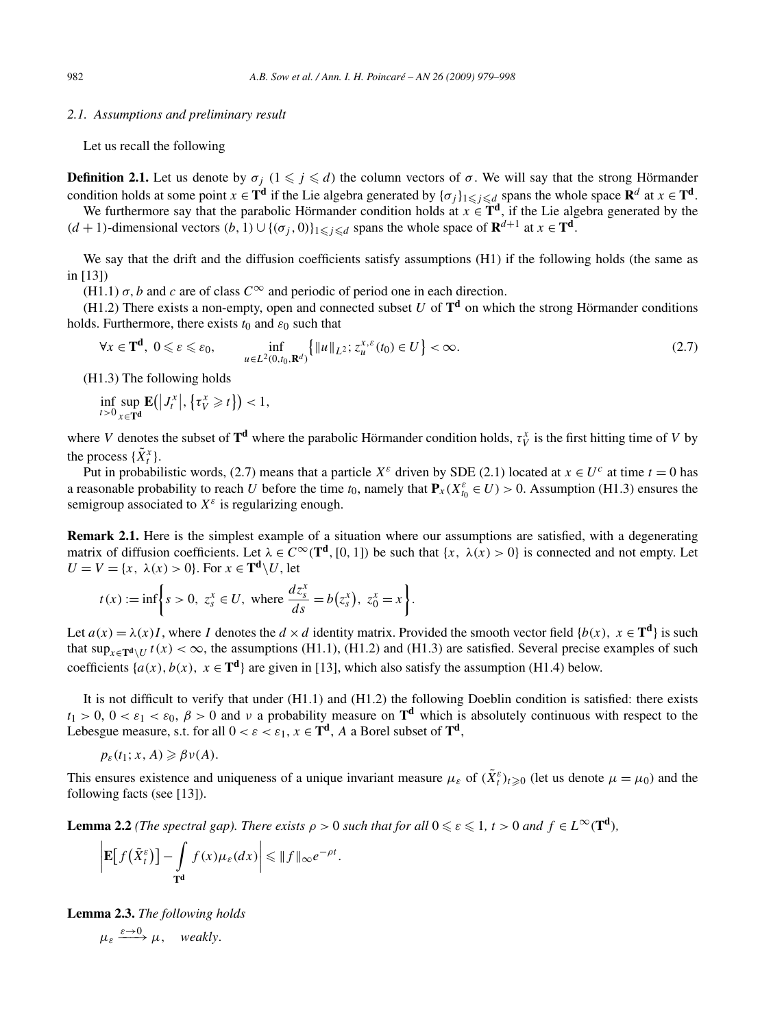### 2.1. Assumptions and preliminary result

Let us recall the following

**Definition 2.1.** Let us denote by $\sigma_j$ ($1 \leqslant j \leqslant d$) the column vectors of $\sigma$. We will say that the strong Hörmander condition holds at some point $x \in \mathbf{T^d}$ if the Lie algebra generated by $\{\sigma_j\}_{1 \leqslant j \leqslant d}$ spans the whole space $\mathbf{R}^d$ at $x \in \mathbf{T^d}$.

We furthermore say that the parabolic Hörmander condition holds at $x \in \mathbf{T^d}$, if the Lie algebra generated by the $(d+1)$-dimensional vectors $(b, 1) \cup \{(\sigma_j, 0)\}_{1 \leqslant j \leqslant d}$ spans the whole space of $\mathbf{R}^{d+1}$ at $x \in \mathbf{T^d}$.

We say that the drift and the diffusion coefficients satisfy assumptions (H1) if the following holds (the same as in [13])

(H1.1) $\sigma$, $b$ and $c$ are of class $C^\infty$ and periodic of period one in each direction.

(H1.2) There exists a non-empty, open and connected subset $U$ of $\mathbf{T^d}$ on which the strong Hörmander conditions holds. Furthermore, there exists $t_0$ and $\varepsilon_0$ such that

$$\forall x \in \mathbf{T^d},\ 0 \leqslant \varepsilon \leqslant \varepsilon_0, \qquad \inf_{u \in L^2(0,t_0,\mathbf{R}^d)} \left\{ \|u\|_{L^2};\ z_u^{x,\varepsilon}(t_0) \in U \right\} < \infty. \tag{2.7}$$

(H1.3) The following holds

$$\inf_{t>0} \sup_{x \in \mathbf{T^d}} \mathbf{E}\left(\left|J_t^x\right|, \left\{\tau_V^x \geqslant t\right\}\right) < 1,$$

where $V$ denotes the subset of $\mathbf{T^d}$ where the parabolic Hörmander condition holds, $\tau_V^x$ is the first hitting time of $V$ by the process $\{\tilde{X}_t^x\}$.

Put in probabilistic words, (2.7) means that a particle $X^\varepsilon$ driven by SDE (2.1) located at $x \in U^c$ at time $t = 0$ has a reasonable probability to reach $U$ before the time $t_0$, namely that $\mathbf{P}_x(X_{t_0}^\varepsilon \in U) > 0$. Assumption (H1.3) ensures the semigroup associated to $X^\varepsilon$ is regularizing enough.

**Remark 2.1.** Here is the simplest example of a situation where our assumptions are satisfied, with a degenerating matrix of diffusion coefficients. Let $\lambda \in C^\infty(\mathbf{T^d}, [0, 1])$ be such that $\{x,\ \lambda(x) > 0\}$ is connected and not empty. Let $U = V = \{x,\ \lambda(x) > 0\}$. For $x \in \mathbf{T^d} \backslash U$, let

$$t(x) := \inf\left\{ s > 0,\ z_s^x \in U,\ \text{where } \frac{dz_s^x}{ds} = b\left(z_s^x\right),\ z_0^x = x \right\}.$$

Let $a(x) = \lambda(x) I$, where $I$ denotes the $d \times d$ identity matrix. Provided the smooth vector field $\{b(x),\ x \in \mathbf{T^d}\}$ is such that $\sup_{x \in \mathbf{T^d} \backslash U} t(x) < \infty$, the assumptions (H1.1), (H1.2) and (H1.3) are satisfied. Several precise examples of such coefficients $\{a(x), b(x),\ x \in \mathbf{T^d}\}$ are given in [13], which also satisfy the assumption (H1.4) below.

It is not difficult to verify that under (H1.1) and (H1.2) the following Doeblin condition is satisfied: there exists $t_1 > 0$, $0 < \varepsilon_1 < \varepsilon_0$, $\beta > 0$ and $\nu$ a probability measure on $\mathbf{T^d}$ which is absolutely continuous with respect to the Lebesgue measure, s.t. for all $0 < \varepsilon < \varepsilon_1$, $x \in \mathbf{T^d}$, $A$ a Borel subset of $\mathbf{T^d}$,

$$p_\varepsilon(t_1; x, A) \geqslant \beta \nu(A).$$

This ensures existence and uniqueness of a unique invariant measure $\mu_\varepsilon$ of $(\tilde{X}_t^\varepsilon)_{t \geqslant 0}$ (let us denote $\mu = \mu_0$) and the following facts (see [13]).

**Lemma 2.2** *(The spectral gap). There exists $\rho > 0$ such that for all $0 \leqslant \varepsilon \leqslant 1$, $t > 0$ and $f \in L^\infty(\mathbf{T^d})$,*

$$\left| \mathbf{E}\left[f\left(\tilde{X}_t^\varepsilon\right)\right] - \int_{\mathbf{T^d}} f(x) \mu_\varepsilon(dx) \right| \leqslant \|f\|_\infty e^{-\rho t}.$$

**Lemma 2.3.** *The following holds*

$$\mu_\varepsilon \xrightarrow{\varepsilon \to 0} \mu, \quad \textit{weakly}.$$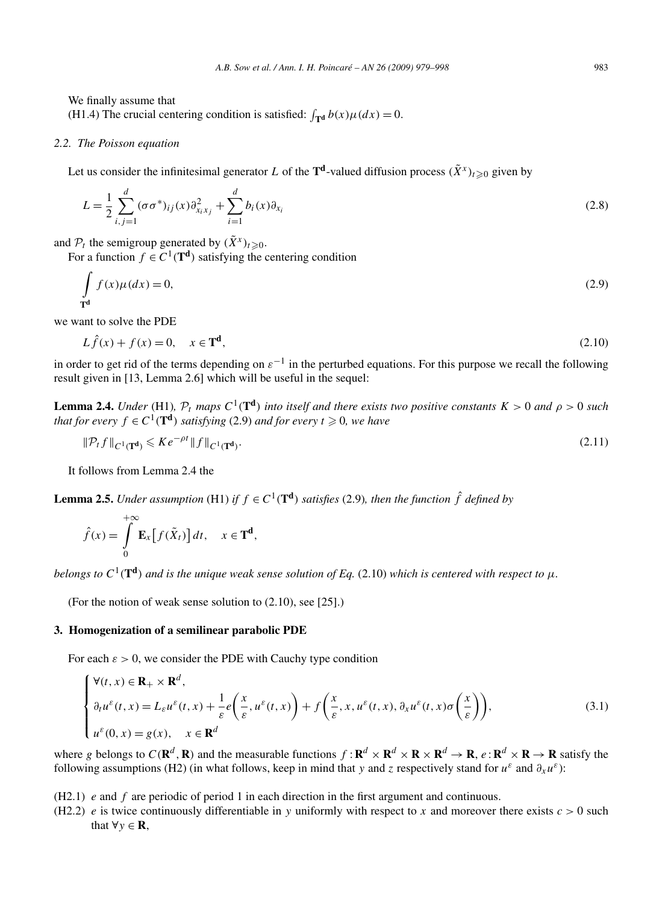We finally assume that

(H1.4) The crucial centering condition is satisfied: $\int_{\mathbf{T^d}} b(x)\mu(dx) = 0$.

### 2.2. The Poisson equation

Let us consider the infinitesimal generator $L$ of the $\mathbf{T^d}$-valued diffusion process $(\tilde{X}^x)_{t\geqslant 0}$ given by

$$L = \frac{1}{2}\sum_{i,j=1}^{d} (\sigma\sigma^*)_{ij}(x)\partial^2_{x_i x_j} + \sum_{i=1}^{d} b_i(x)\partial_{x_i} \tag{2.8}$$

and $\mathcal{P}_t$ the semigroup generated by $(\tilde{X}^x)_{t\geqslant 0}$.

For a function $f \in C^1(\mathbf{T^d})$ satisfying the centering condition

$$\int_{\mathbf{T^d}} f(x)\mu(dx) = 0, \tag{2.9}$$

we want to solve the PDE

$$L\hat{f}(x) + f(x) = 0, \quad x \in \mathbf{T^d}, \tag{2.10}$$

in order to get rid of the terms depending on $\varepsilon^{-1}$ in the perturbed equations. For this purpose we recall the following result given in [13, Lemma 2.6] which will be useful in the sequel:

**Lemma 2.4.** *Under* (H1)*, $\mathcal{P}_t$ maps $C^1(\mathbf{T^d})$ into itself and there exists two positive constants $K > 0$ and $\rho > 0$ such that for every $f \in C^1(\mathbf{T^d})$ satisfying* (2.9) *and for every $t \geqslant 0$, we have*

$$\|\mathcal{P}_t f\|_{C^1(\mathbf{T^d})} \leqslant K e^{-\rho t}\|f\|_{C^1(\mathbf{T^d})}. \tag{2.11}$$

It follows from Lemma 2.4 the

**Lemma 2.5.** *Under assumption* (H1) *if $f \in C^1(\mathbf{T^d})$ satisfies* (2.9)*, then the function $\hat{f}$ defined by*

$$\hat{f}(x) = \int_0^{+\infty} \mathbf{E}_x\big[f(\tilde{X}_t)\big]\,dt, \quad x \in \mathbf{T^d},$$

*belongs to $C^1(\mathbf{T^d})$ and is the unique weak sense solution of Eq.* (2.10) *which is centered with respect to $\mu$.*

(For the notion of weak sense solution to (2.10), see [25].)

## 3. Homogenization of a semilinear parabolic PDE

For each $\varepsilon > 0$, we consider the PDE with Cauchy type condition

$$\begin{cases} \forall (t,x) \in \mathbf{R}_+ \times \mathbf{R}^d, \\ \partial_t u^\varepsilon(t,x) = L_\varepsilon u^\varepsilon(t,x) + \dfrac{1}{\varepsilon} e\left(\dfrac{x}{\varepsilon}, u^\varepsilon(t,x)\right) + f\left(\dfrac{x}{\varepsilon}, x, u^\varepsilon(t,x), \partial_x u^\varepsilon(t,x)\sigma\left(\dfrac{x}{\varepsilon}\right)\right), \\ u^\varepsilon(0,x) = g(x), \quad x \in \mathbf{R}^d \end{cases} \tag{3.1}$$

where $g$ belongs to $C(\mathbf{R}^d, \mathbf{R})$ and the measurable functions $f : \mathbf{R}^d \times \mathbf{R}^d \times \mathbf{R} \times \mathbf{R}^d \to \mathbf{R}$, $e : \mathbf{R}^d \times \mathbf{R} \to \mathbf{R}$ satisfy the following assumptions (H2) (in what follows, keep in mind that $y$ and $z$ respectively stand for $u^\varepsilon$ and $\partial_x u^\varepsilon$):

(H2.1) $e$ and $f$ are periodic of period 1 in each direction in the first argument and continuous.

(H2.2) $e$ is twice continuously differentiable in $y$ uniformly with respect to $x$ and moreover there exists $c > 0$ such that $\forall y \in \mathbf{R}$,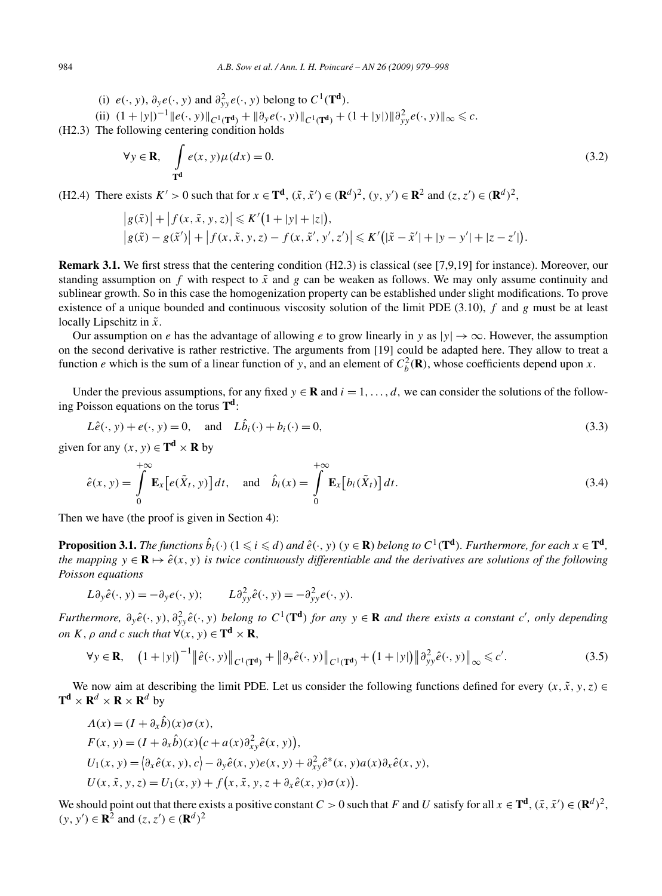(i) $e(\cdot, y)$, $\partial_y e(\cdot, y)$ and $\partial^2_{yy} e(\cdot, y)$ belong to $C^1(\mathbf{T^d})$.

(ii) $(1+|y|)^{-1}\|e(\cdot, y)\|_{C^1(\mathbf{T^d})} + \|\partial_y e(\cdot, y)\|_{C^1(\mathbf{T^d})} + (1+|y|)\|\partial^2_{yy} e(\cdot, y)\|_\infty \leqslant c$.

(H2.3) The following centering condition holds

$$\forall y \in \mathbf{R}, \quad \int_{\mathbf{T^d}} e(x, y)\mu(dx) = 0. \tag{3.2}$$

(H2.4) There exists $K' > 0$ such that for $x \in \mathbf{T^d}$, $(\tilde{x}, \tilde{x}') \in (\mathbf{R}^d)^2$, $(y, y') \in \mathbf{R}^2$ and $(z, z') \in (\mathbf{R}^d)^2$,

$$\begin{aligned}
&\left|g(\tilde{x})\right| + \left|f(x, \tilde{x}, y, z)\right| \leqslant K'\left(1 + |y| + |z|\right), \\
&\left|g(\tilde{x}) - g(\tilde{x}')\right| + \left|f(x, \tilde{x}, y, z) - f(x, \tilde{x}', y', z')\right| \leqslant K'\left(|\tilde{x} - \tilde{x}'| + |y - y'| + |z - z'|\right).
\end{aligned}$$

**Remark 3.1.** We first stress that the centering condition (H2.3) is classical (see [7,9,19] for instance). Moreover, our standing assumption on $f$ with respect to $\tilde{x}$ and $g$ can be weaken as follows. We may only assume continuity and sublinear growth. So in this case the homogenization property can be established under slight modifications. To prove existence of a unique bounded and continuous viscosity solution of the limit PDE (3.10), $f$ and $g$ must be at least locally Lipschitz in $\tilde{x}$.

Our assumption on $e$ has the advantage of allowing $e$ to grow linearly in $y$ as $|y| \to \infty$. However, the assumption on the second derivative is rather restrictive. The arguments from [19] could be adapted here. They allow to treat a function $e$ which is the sum of a linear function of $y$, and an element of $C^2_b(\mathbf{R})$, whose coefficients depend upon $x$.

Under the previous assumptions, for any fixed $y \in \mathbf{R}$ and $i = 1, \ldots, d$, we can consider the solutions of the following Poisson equations on the torus $\mathbf{T^d}$:

$$L\hat{e}(\cdot, y) + e(\cdot, y) = 0, \quad \text{and} \quad L\hat{b}_i(\cdot) + b_i(\cdot) = 0, \tag{3.3}$$

given for any $(x, y) \in \mathbf{T^d} \times \mathbf{R}$ by

$$\hat{e}(x, y) = \int_0^{+\infty} \mathbf{E}_x\left[e(\tilde{X}_t, y)\right]dt, \quad \text{and} \quad \hat{b}_i(x) = \int_0^{+\infty} \mathbf{E}_x\left[b_i(\tilde{X}_t)\right]dt. \tag{3.4}$$

Then we have (the proof is given in Section 4):

**Proposition 3.1.** *The functions $\hat{b}_i(\cdot)$ $(1 \leqslant i \leqslant d)$ and $\hat{e}(\cdot, y)$ $(y \in \mathbf{R})$ belong to $C^1(\mathbf{T^d})$. Furthermore, for each $x \in \mathbf{T^d}$, the mapping $y \in \mathbf{R} \mapsto \hat{e}(x, y)$ is twice continuously differentiable and the derivatives are solutions of the following Poisson equations*

$$L\partial_y \hat{e}(\cdot, y) = -\partial_y e(\cdot, y); \qquad L\partial^2_{yy}\hat{e}(\cdot, y) = -\partial^2_{yy} e(\cdot, y).$$

*Furthermore, $\partial_y \hat{e}(\cdot, y)$, $\partial^2_{yy}\hat{e}(\cdot, y)$ belong to $C^1(\mathbf{T^d})$ for any $y \in \mathbf{R}$ and there exists a constant $c'$, only depending on $K$, $\rho$ and $c$ such that $\forall (x, y) \in \mathbf{T^d} \times \mathbf{R}$,*

$$\forall y \in \mathbf{R}, \quad \left(1 + |y|\right)^{-1}\left\|\hat{e}(\cdot, y)\right\|_{C^1(\mathbf{T^d})} + \left\|\partial_y \hat{e}(\cdot, y)\right\|_{C^1(\mathbf{T^d})} + \left(1 + |y|\right)\left\|\partial^2_{yy}\hat{e}(\cdot, y)\right\|_\infty \leqslant c'. \tag{3.5}$$

We now aim at describing the limit PDE. Let us consider the following functions defined for every $(x, \tilde{x}, y, z) \in \mathbf{T^d} \times \mathbf{R}^d \times \mathbf{R} \times \mathbf{R}^d$ by

$$\begin{aligned}
&\Lambda(x) = (I + \partial_x \hat{b})(x)\sigma(x), \\
&F(x, y) = (I + \partial_x \hat{b})(x)\left(c + a(x)\partial^2_{xy}\hat{e}(x, y)\right), \\
&U_1(x, y) = \left\langle \partial_x \hat{e}(x, y), c\right\rangle - \partial_y \hat{e}(x, y)e(x, y) + \partial^2_{xy}\hat{e}^*(x, y)a(x)\partial_x \hat{e}(x, y), \\
&U(x, \tilde{x}, y, z) = U_1(x, y) + f\left(x, \tilde{x}, y, z + \partial_x \hat{e}(x, y)\sigma(x)\right).
\end{aligned}$$

We should point out that there exists a positive constant $C > 0$ such that $F$ and $U$ satisfy for all $x \in \mathbf{T^d}$, $(\tilde{x}, \tilde{x}') \in (\mathbf{R}^d)^2$, $(y, y') \in \mathbf{R}^2$ and $(z, z') \in (\mathbf{R}^d)^2$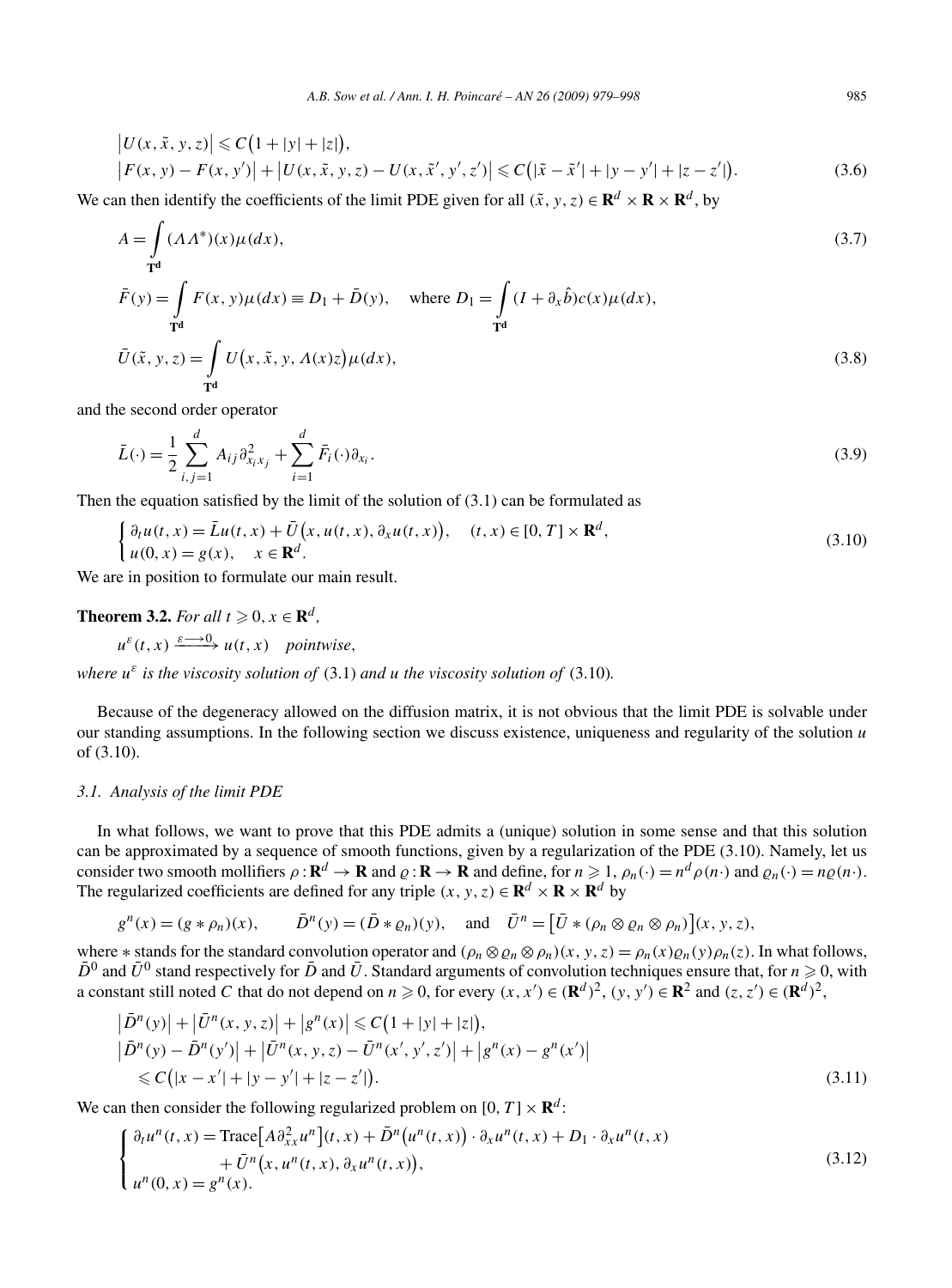$$
\begin{aligned}
&\left|U(x,\tilde{x},y,z)\right| \leqslant C\big(1+|y|+|z|\big),\\
&\left|F(x,y)-F(x,y')\right| + \left|U(x,\tilde{x},y,z)-U(x,\tilde{x}',y',z')\right| \leqslant C\big(|\tilde{x}-\tilde{x}'|+|y-y'|+|z-z'|\big).
\end{aligned}
\tag{3.6}
$$

We can then identify the coefficients of the limit PDE given for all $(\tilde{x},y,z)\in\mathbf{R}^d\times\mathbf{R}\times\mathbf{R}^d$, by

$$
A=\int_{\mathbf{T^d}} (\Lambda\Lambda^*)(x)\mu(dx),
\tag{3.7}
$$

$$
\bar{F}(y)=\int_{\mathbf{T^d}} F(x,y)\mu(dx)\equiv D_1+\bar{D}(y),\quad \text{where } D_1=\int_{\mathbf{T^d}}(I+\partial_x\hat{b})c(x)\mu(dx),
$$

$$
\bar{U}(\tilde{x},y,z)=\int_{\mathbf{T^d}} U\big(x,\tilde{x},y,\Lambda(x)z\big)\mu(dx),
\tag{3.8}
$$

and the second order operator

$$
\bar{L}(\cdot)=\frac{1}{2}\sum_{i,j=1}^{d}A_{ij}\partial^2_{x_ix_j}+\sum_{i=1}^{d}\bar{F}_i(\cdot)\partial_{x_i}.
\tag{3.9}
$$

Then the equation satisfied by the limit of the solution of (3.1) can be formulated as

$$
\begin{cases}
\partial_t u(t,x)=\bar{L}u(t,x)+\bar{U}\big(x,u(t,x),\partial_x u(t,x)\big), & (t,x)\in[0,T]\times\mathbf{R}^d,\\
u(0,x)=g(x), & x\in\mathbf{R}^d.
\end{cases}
\tag{3.10}
$$

We are in position to formulate our main result.

**Theorem 3.2.** *For all $t\geqslant 0$, $x\in\mathbf{R}^d$,*

$$
u^\varepsilon(t,x)\xrightarrow{\varepsilon\longrightarrow 0}u(t,x)\quad \textit{pointwise},
$$

*where $u^\varepsilon$ is the viscosity solution of* (3.1) *and $u$ the viscosity solution of* (3.10)*.*

Because of the degeneracy allowed on the diffusion matrix, it is not obvious that the limit PDE is solvable under our standing assumptions. In the following section we discuss existence, uniqueness and regularity of the solution $u$ of (3.10).

### *3.1. Analysis of the limit PDE*

In what follows, we want to prove that this PDE admits a (unique) solution in some sense and that this solution can be approximated by a sequence of smooth functions, given by a regularization of the PDE (3.10). Namely, let us consider two smooth mollifiers $\rho:\mathbf{R}^d\to\mathbf{R}$ and $\varrho:\mathbf{R}\to\mathbf{R}$ and define, for $n\geqslant 1$, $\rho_n(\cdot)=n^d\rho(n\cdot)$ and $\varrho_n(\cdot)=n\varrho(n\cdot)$. The regularized coefficients are defined for any triple $(x,y,z)\in\mathbf{R}^d\times\mathbf{R}\times\mathbf{R}^d$ by

$$
g^n(x)=(g*\rho_n)(x),\qquad \bar{D}^n(y)=(\bar{D}*\varrho_n)(y),\quad \text{and}\quad \bar{U}^n=\big[\bar{U}*(\rho_n\otimes\varrho_n\otimes\rho_n)\big](x,y,z),
$$

where $*$ stands for the standard convolution operator and $(\rho_n\otimes\varrho_n\otimes\rho_n)(x,y,z)=\rho_n(x)\varrho_n(y)\rho_n(z)$. In what follows, $\bar{D}^0$ and $\bar{U}^0$ stand respectively for $\bar{D}$ and $\bar{U}$. Standard arguments of convolution techniques ensure that, for $n\geqslant 0$, with a constant still noted $C$ that do not depend on $n\geqslant 0$, for every $(x,x')\in(\mathbf{R}^d)^2$, $(y,y')\in\mathbf{R}^2$ and $(z,z')\in(\mathbf{R}^d)^2$,

$$
\begin{aligned}
&\left|\bar{D}^n(y)\right|+\left|\bar{U}^n(x,y,z)\right|+\left|g^n(x)\right|\leqslant C\big(1+|y|+|z|\big),\\
&\left|\bar{D}^n(y)-\bar{D}^n(y')\right|+\left|\bar{U}^n(x,y,z)-\bar{U}^n(x',y',z')\right|+\left|g^n(x)-g^n(x')\right|\\
&\quad\leqslant C\big(|x-x'|+|y-y'|+|z-z'|\big).
\end{aligned}
\tag{3.11}
$$

We can then consider the following regularized problem on $[0,T]\times\mathbf{R}^d$:

$$
\begin{cases}
\partial_t u^n(t,x)=\mathrm{Trace}\big[A\partial^2_{xx}u^n\big](t,x)+\bar{D}^n\big(u^n(t,x)\big)\cdot\partial_x u^n(t,x)+D_1\cdot\partial_x u^n(t,x)\\
\qquad\qquad\quad+\bar{U}^n\big(x,u^n(t,x),\partial_x u^n(t,x)\big),\\
u^n(0,x)=g^n(x).
\end{cases}
\tag{3.12}
$$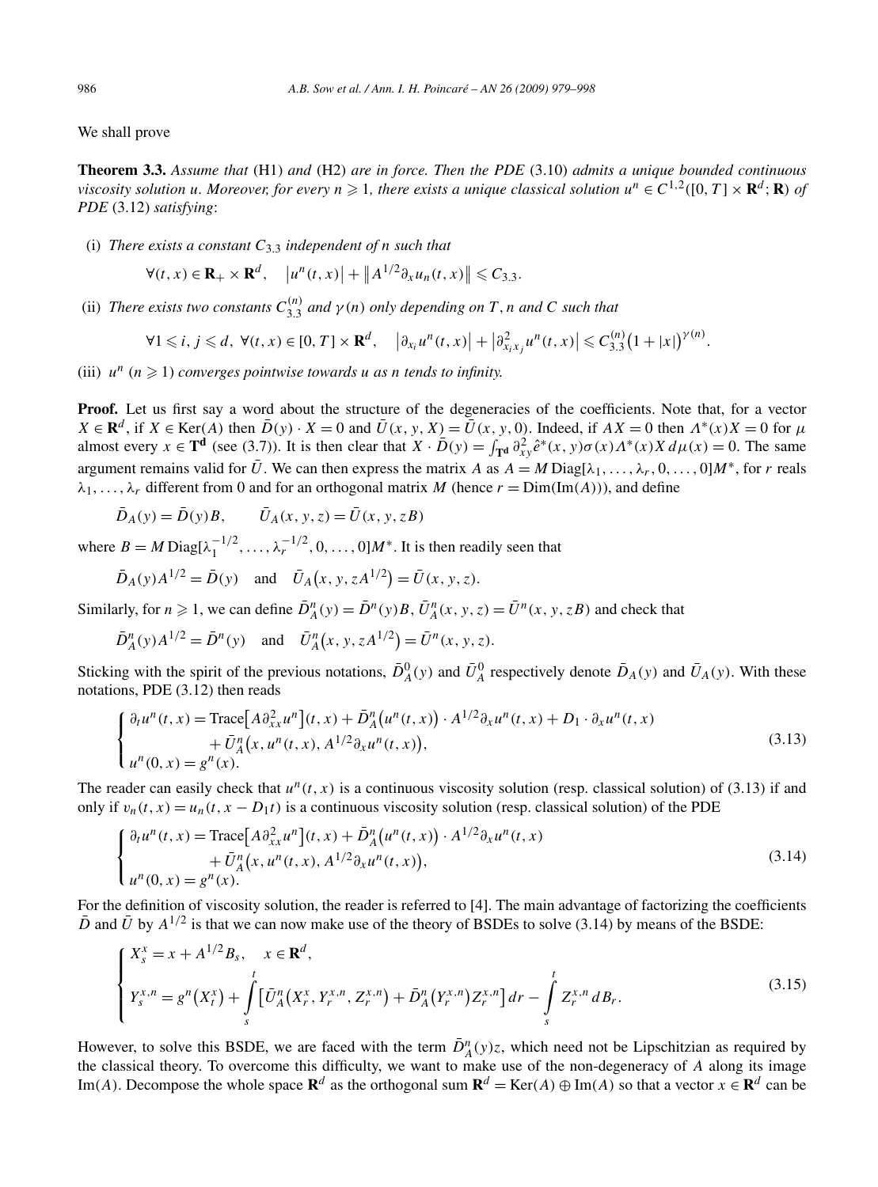We shall prove

**Theorem 3.3.** *Assume that* (H1) *and* (H2) *are in force. Then the PDE* (3.10) *admits a unique bounded continuous viscosity solution* $u$*. Moreover, for every* $n \geqslant 1$*, there exists a unique classical solution* $u^n \in C^{1,2}([0,T]\times \mathbf{R}^d;\mathbf{R})$ *of PDE* (3.12) *satisfying*:

(i) *There exists a constant* $C_{3.3}$ *independent of* $n$ *such that*

$$\forall (t,x) \in \mathbf{R}_+ \times \mathbf{R}^d, \quad |u^n(t,x)| + \|A^{1/2}\partial_x u_n(t,x)\| \leqslant C_{3.3}.$$

(ii) *There exists two constants* $C_{3.3}^{(n)}$ *and* $\gamma(n)$ *only depending on* $T$, $n$ *and* $C$ *such that*

$$\forall 1 \leqslant i,j \leqslant d,\ \forall (t,x) \in [0,T]\times \mathbf{R}^d, \quad |\partial_{x_i} u^n(t,x)| + |\partial^2_{x_i x_j} u^n(t,x)| \leqslant C_{3.3}^{(n)}\big(1+|x|\big)^{\gamma(n)}.$$

(iii) $u^n$ $(n \geqslant 1)$ *converges pointwise towards* $u$ *as* $n$ *tends to infinity.*

**Proof.** Let us first say a word about the structure of the degeneracies of the coefficients. Note that, for a vector $X \in \mathbf{R}^d$, if $X \in \mathrm{Ker}(A)$ then $\bar{D}(y)\cdot X = 0$ and $\bar{U}(x,y,X) = \bar{U}(x,y,0)$. Indeed, if $AX = 0$ then $\Lambda^*(x)X = 0$ for $\mu$ almost every $x \in \mathbf{T^d}$ (see (3.7)). It is then clear that $X \cdot \bar{D}(y) = \int_{\mathbf{T^d}} \partial^2_{xy}\hat{e}^*(x,y)\sigma(x)\Lambda^*(x)X\,d\mu(x) = 0$. The same argument remains valid for $\bar{U}$. We can then express the matrix $A$ as $A = M\,\mathrm{Diag}[\lambda_1,\ldots,\lambda_r,0,\ldots,0]M^*$, for $r$ reals $\lambda_1,\ldots,\lambda_r$ different from 0 and for an orthogonal matrix $M$ (hence $r = \mathrm{Dim}(\mathrm{Im}(A))$), and define

$$\bar{D}_A(y) = \bar{D}(y)B, \qquad \bar{U}_A(x,y,z) = \bar{U}(x,y,zB)$$

where $B = M\,\mathrm{Diag}[\lambda_1^{-1/2},\ldots,\lambda_r^{-1/2},0,\ldots,0]M^*$. It is then readily seen that

$$\bar{D}_A(y)A^{1/2} = \bar{D}(y) \quad \text{and} \quad \bar{U}_A\big(x,y,zA^{1/2}\big) = \bar{U}(x,y,z).$$

Similarly, for $n \geqslant 1$, we can define $\bar{D}^n_A(y) = \bar{D}^n(y)B$, $\bar{U}^n_A(x,y,z) = \bar{U}^n(x,y,zB)$ and check that

$$\bar{D}^n_A(y)A^{1/2} = \bar{D}^n(y) \quad \text{and} \quad \bar{U}^n_A\big(x,y,zA^{1/2}\big) = \bar{U}^n(x,y,z).$$

Sticking with the spirit of the previous notations, $\bar{D}^0_A(y)$ and $\bar{U}^0_A$ respectively denote $\bar{D}_A(y)$ and $\bar{U}_A(y)$. With these notations, PDE (3.12) then reads

$$\begin{cases} \partial_t u^n(t,x) = \mathrm{Trace}\big[A\partial^2_{xx}u^n\big](t,x) + \bar{D}^n_A\big(u^n(t,x)\big)\cdot A^{1/2}\partial_x u^n(t,x) + D_1\cdot \partial_x u^n(t,x) \\ \qquad\qquad\quad + \bar{U}^n_A\big(x,u^n(t,x),A^{1/2}\partial_x u^n(t,x)\big), \\ u^n(0,x) = g^n(x). \end{cases} \tag{3.13}$$

The reader can easily check that $u^n(t,x)$ is a continuous viscosity solution (resp. classical solution) of (3.13) if and only if $v_n(t,x) = u_n(t,x-D_1 t)$ is a continuous viscosity solution (resp. classical solution) of the PDE

$$\begin{cases} \partial_t u^n(t,x) = \mathrm{Trace}\big[A\partial^2_{xx}u^n\big](t,x) + \bar{D}^n_A\big(u^n(t,x)\big)\cdot A^{1/2}\partial_x u^n(t,x) \\ \qquad\qquad\quad + \bar{U}^n_A\big(x,u^n(t,x),A^{1/2}\partial_x u^n(t,x)\big), \\ u^n(0,x) = g^n(x). \end{cases} \tag{3.14}$$

For the definition of viscosity solution, the reader is referred to [4]. The main advantage of factorizing the coefficients $\bar{D}$ and $\bar{U}$ by $A^{1/2}$ is that we can now make use of the theory of BSDEs to solve (3.14) by means of the BSDE:

$$\begin{cases} X^x_s = x + A^{1/2}B_s, \quad x \in \mathbf{R}^d, \\ Y^{x,n}_s = g^n\big(X^x_t\big) + \displaystyle\int_s^t \big[\bar{U}^n_A\big(X^x_r,Y^{x,n}_r,Z^{x,n}_r\big) + \bar{D}^n_A\big(Y^{x,n}_r\big)Z^{x,n}_r\big]\,dr - \int_s^t Z^{x,n}_r\,dB_r. \end{cases} \tag{3.15}$$

However, to solve this BSDE, we are faced with the term $\bar{D}^n_A(y)z$, which need not be Lipschitzian as required by the classical theory. To overcome this difficulty, we want to make use of the non-degeneracy of $A$ along its image $\mathrm{Im}(A)$. Decompose the whole space $\mathbf{R}^d$ as the orthogonal sum $\mathbf{R}^d = \mathrm{Ker}(A)\oplus \mathrm{Im}(A)$ so that a vector $x \in \mathbf{R}^d$ can be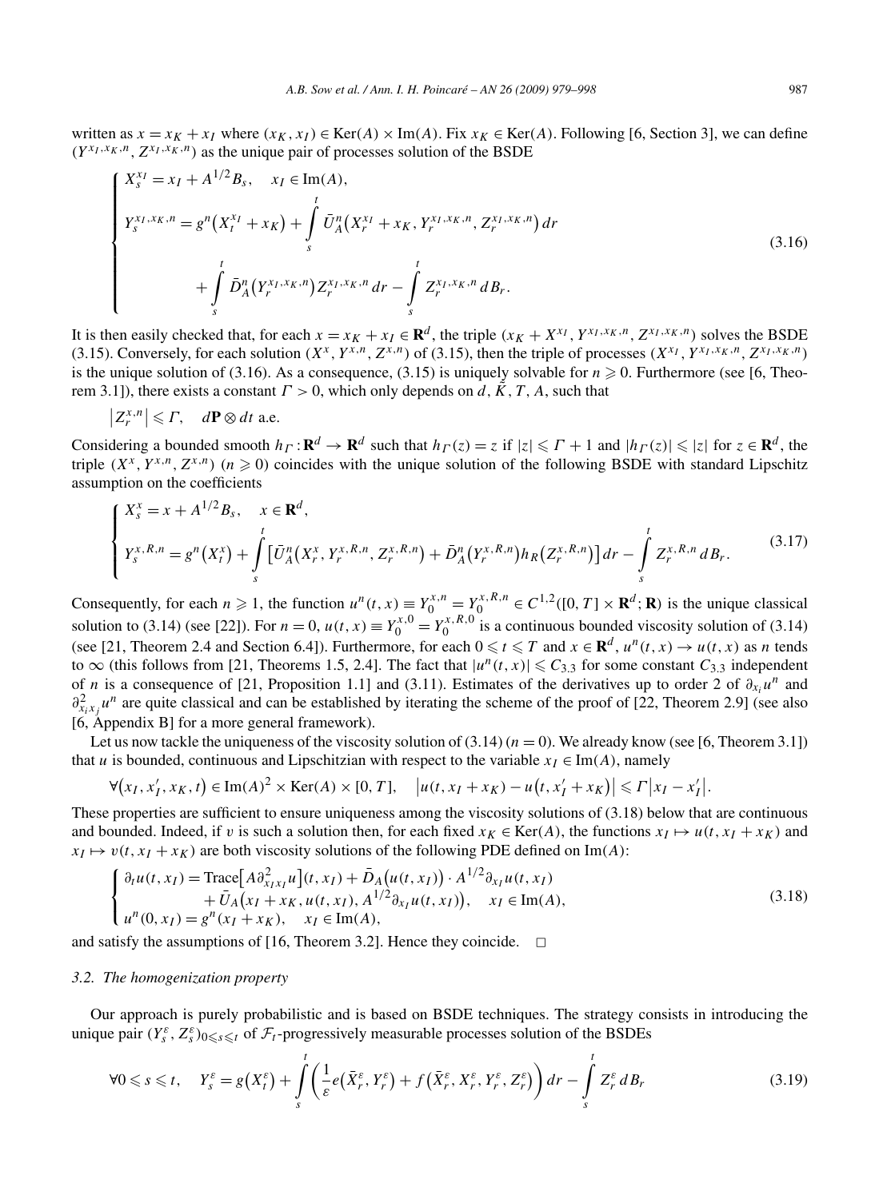written as $x = x_K + x_I$ where $(x_K, x_I) \in \mathrm{Ker}(A) \times \mathrm{Im}(A)$. Fix $x_K \in \mathrm{Ker}(A)$. Following [6, Section 3], we can define $(Y^{x_I,x_K,n}, Z^{x_I,x_K,n})$ as the unique pair of processes solution of the BSDE

$$\begin{cases} X_s^{x_I} = x_I + A^{1/2} B_s, \quad x_I \in \mathrm{Im}(A), \\ Y_s^{x_I,x_K,n} = g^n\big(X_t^{x_I} + x_K\big) + \displaystyle\int_s^t \bar{U}_A^n\big(X_r^{x_I} + x_K, Y_r^{x_I,x_K,n}, Z_r^{x_I,x_K,n}\big)\,dr \\ \qquad\qquad + \displaystyle\int_s^t \bar{D}_A^n\big(Y_r^{x_I,x_K,n}\big) Z_r^{x_I,x_K,n}\,dr - \int_s^t Z_r^{x_I,x_K,n}\,dB_r. \end{cases} \tag{3.16}$$

It is then easily checked that, for each $x = x_K + x_I \in \mathbf{R}^d$, the triple $(x_K + X^{x_I}, Y^{x_I,x_K,n}, Z^{x_I,x_K,n})$ solves the BSDE (3.15). Conversely, for each solution $(X^x, Y^{x,n}, Z^{x,n})$ of (3.15), then the triple of processes $(X^{x_I}, Y^{x_I,x_K,n}, Z^{x_I,x_K,n})$ is the unique solution of (3.16). As a consequence, (3.15) is uniquely solvable for $n \geqslant 0$. Furthermore (see [6, Theorem 3.1]), there exists a constant $\Gamma > 0$, which only depends on $d, \tilde{K}, T, A$, such that

$$\big|Z_r^{x,n}\big| \leqslant \Gamma, \quad d\mathbf{P} \otimes dt \text{ a.e.}$$

Considering a bounded smooth $h_\Gamma : \mathbf{R}^d \to \mathbf{R}^d$ such that $h_\Gamma(z) = z$ if $|z| \leqslant \Gamma + 1$ and $|h_\Gamma(z)| \leqslant |z|$ for $z \in \mathbf{R}^d$, the triple $(X^x, Y^{x,n}, Z^{x,n})$ $(n \geqslant 0)$ coincides with the unique solution of the following BSDE with standard Lipschitz assumption on the coefficients

$$\begin{cases} X_s^x = x + A^{1/2} B_s, \quad x \in \mathbf{R}^d, \\ Y_s^{x,R,n} = g^n\big(X_t^x\big) + \displaystyle\int_s^t \big[\bar{U}_A^n\big(X_r^x, Y_r^{x,R,n}, Z_r^{x,R,n}\big) + \bar{D}_A^n\big(Y_r^{x,R,n}\big) h_R\big(Z_r^{x,R,n}\big)\big]\,dr - \int_s^t Z_r^{x,R,n}\,dB_r. \end{cases} \tag{3.17}$$

Consequently, for each $n \geqslant 1$, the function $u^n(t,x) \equiv Y_0^{x,n} = Y_0^{x,R,n} \in C^{1,2}([0,T] \times \mathbf{R}^d; \mathbf{R})$ is the unique classical solution to (3.14) (see [22]). For $n = 0$, $u(t,x) \equiv Y_0^{x,0} = Y_0^{x,R,0}$ is a continuous bounded viscosity solution of (3.14) (see [21, Theorem 2.4 and Section 6.4]). Furthermore, for each $0 \leqslant t \leqslant T$ and $x \in \mathbf{R}^d$, $u^n(t,x) \to u(t,x)$ as $n$ tends to $\infty$ (this follows from [21, Theorems 1.5, 2.4]. The fact that $|u^n(t,x)| \leqslant C_{3.3}$ for some constant $C_{3.3}$ independent of $n$ is a consequence of [21, Proposition 1.1] and (3.11). Estimates of the derivatives up to order 2 of $\partial_{x_i} u^n$ and $\partial^2_{x_i x_j} u^n$ are quite classical and can be established by iterating the scheme of the proof of [22, Theorem 2.9] (see also [6, Appendix B] for a more general framework).

Let us now tackle the uniqueness of the viscosity solution of (3.14) $(n = 0)$. We already know (see [6, Theorem 3.1]) that $u$ is bounded, continuous and Lipschitzian with respect to the variable $x_I \in \mathrm{Im}(A)$, namely

$$\forall \big(x_I, x_I', x_K, t\big) \in \mathrm{Im}(A)^2 \times \mathrm{Ker}(A) \times [0,T], \quad \big|u(t, x_I + x_K) - u\big(t, x_I' + x_K\big)\big| \leqslant \Gamma \big|x_I - x_I'\big|.$$

These properties are sufficient to ensure uniqueness among the viscosity solutions of (3.18) below that are continuous and bounded. Indeed, if $v$ is such a solution then, for each fixed $x_K \in \mathrm{Ker}(A)$, the functions $x_I \mapsto u(t, x_I + x_K)$ and $x_I \mapsto v(t, x_I + x_K)$ are both viscosity solutions of the following PDE defined on $\mathrm{Im}(A)$:

$$\begin{cases} \partial_t u(t, x_I) = \mathrm{Trace}\big[A \partial^2_{x_I x_I} u\big](t, x_I) + \bar{D}_A\big(u(t, x_I)\big) \cdot A^{1/2} \partial_{x_I} u(t, x_I) \\ \qquad\qquad + \bar{U}_A\big(x_I + x_K, u(t, x_I), A^{1/2} \partial_{x_I} u(t, x_I)\big), \quad x_I \in \mathrm{Im}(A), \\ u^n(0, x_I) = g^n(x_I + x_K), \quad x_I \in \mathrm{Im}(A), \end{cases} \tag{3.18}$$

and satisfy the assumptions of [16, Theorem 3.2]. Hence they coincide. $\square$

### 3.2. The homogenization property

Our approach is purely probabilistic and is based on BSDE techniques. The strategy consists in introducing the unique pair $(Y_s^\varepsilon, Z_s^\varepsilon)_{0 \leqslant s \leqslant t}$ of $\mathcal{F}_t$-progressively measurable processes solution of the BSDEs

$$\forall 0 \leqslant s \leqslant t, \quad Y_s^\varepsilon = g\big(X_t^\varepsilon\big) + \int_s^t \left(\frac{1}{\varepsilon} e\big(\bar{X}_r^\varepsilon, Y_r^\varepsilon\big) + f\big(\bar{X}_r^\varepsilon, X_r^\varepsilon, Y_r^\varepsilon, Z_r^\varepsilon\big)\right) dr - \int_s^t Z_r^\varepsilon\,dB_r \tag{3.19}$$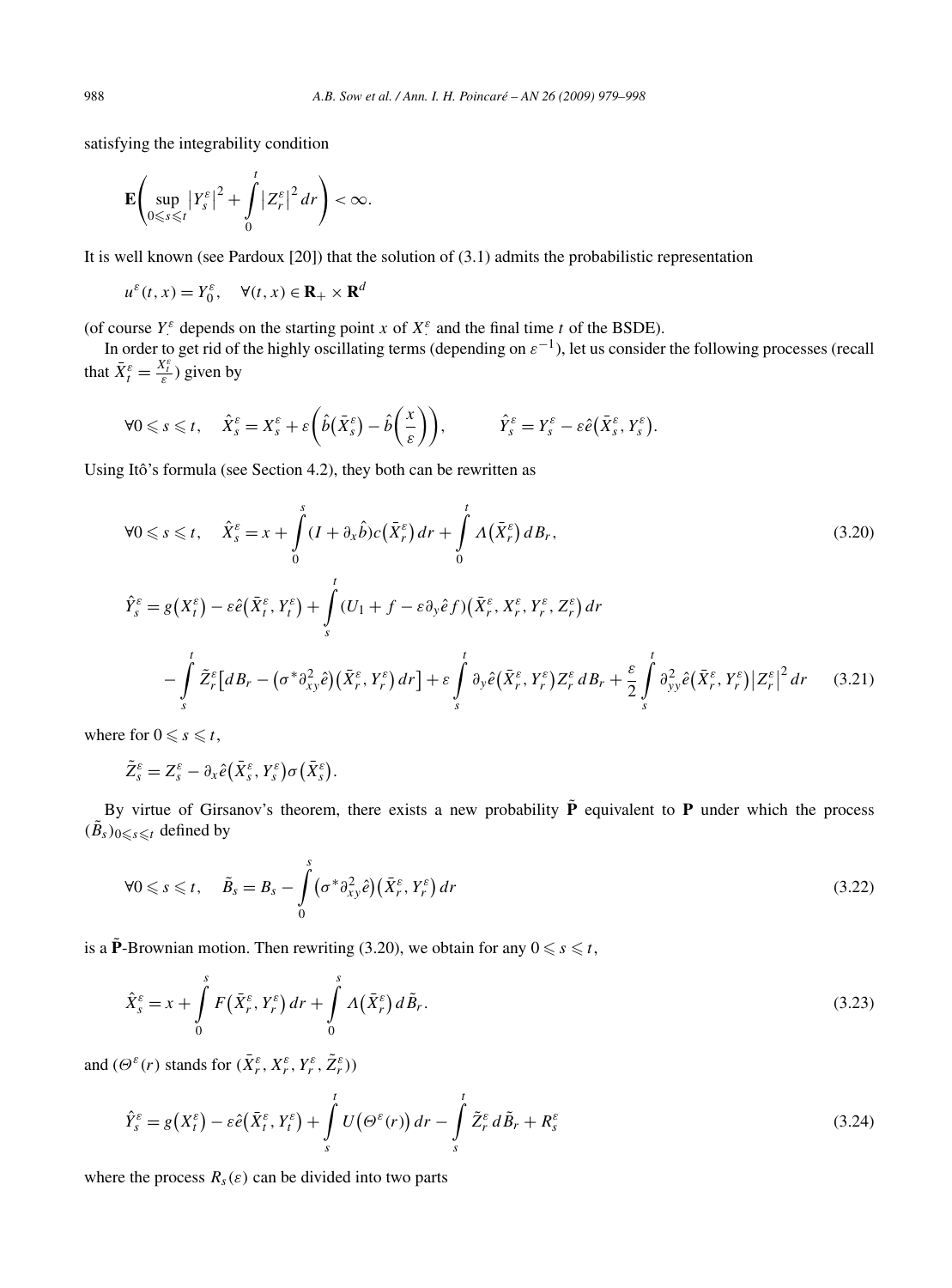satisfying the integrability condition

$$\mathbf{E}\left(\sup_{0\leqslant s\leqslant t}\left|Y_s^\varepsilon\right|^2+\int_0^t\left|Z_r^\varepsilon\right|^2dr\right)<\infty.$$

It is well known (see Pardoux [20]) that the solution of (3.1) admits the probabilistic representation

$$u^\varepsilon(t,x)=Y_0^\varepsilon,\quad \forall (t,x)\in\mathbf{R}_+\times\mathbf{R}^d$$

(of course $Y_\cdot^\varepsilon$ depends on the starting point $x$ of $X_\cdot^\varepsilon$ and the final time $t$ of the BSDE).

In order to get rid of the highly oscillating terms (depending on $\varepsilon^{-1}$), let us consider the following processes (recall that $\bar{X}_t^\varepsilon=\frac{X_t^\varepsilon}{\varepsilon}$) given by

$$\forall 0\leqslant s\leqslant t,\quad \hat{X}_s^\varepsilon=X_s^\varepsilon+\varepsilon\left(\hat{b}\left(\bar{X}_s^\varepsilon\right)-\hat{b}\left(\frac{x}{\varepsilon}\right)\right),\qquad \hat{Y}_s^\varepsilon=Y_s^\varepsilon-\varepsilon\hat{e}\left(\bar{X}_s^\varepsilon,Y_s^\varepsilon\right).$$

Using Itô's formula (see Section 4.2), they both can be rewritten as

$$\forall 0\leqslant s\leqslant t,\quad \hat{X}_s^\varepsilon=x+\int_0^s(I+\partial_x\hat{b})c\left(\bar{X}_r^\varepsilon\right)dr+\int_0^t\Lambda\left(\bar{X}_r^\varepsilon\right)dB_r,\tag{3.20}$$

$$\begin{aligned}\hat{Y}_s^\varepsilon={}&g\left(X_t^\varepsilon\right)-\varepsilon\hat{e}\left(\bar{X}_t^\varepsilon,Y_t^\varepsilon\right)+\int_s^t(U_1+f-\varepsilon\partial_y\hat{e}f)\left(\bar{X}_r^\varepsilon,X_r^\varepsilon,Y_r^\varepsilon,Z_r^\varepsilon\right)dr\\&-\int_s^t\tilde{Z}_r^\varepsilon\left[dB_r-\left(\sigma^*\partial_{xy}^2\hat{e}\right)\left(\bar{X}_r^\varepsilon,Y_r^\varepsilon\right)dr\right]+\varepsilon\int_s^t\partial_y\hat{e}\left(\bar{X}_r^\varepsilon,Y_r^\varepsilon\right)Z_r^\varepsilon\,dB_r+\frac{\varepsilon}{2}\int_s^t\partial_{yy}^2\hat{e}\left(\bar{X}_r^\varepsilon,Y_r^\varepsilon\right)\left|Z_r^\varepsilon\right|^2dr\end{aligned}\tag{3.21}$$

where for $0\leqslant s\leqslant t$,

$$\tilde{Z}_s^\varepsilon=Z_s^\varepsilon-\partial_x\hat{e}\left(\bar{X}_s^\varepsilon,Y_s^\varepsilon\right)\sigma\left(\bar{X}_s^\varepsilon\right).$$

By virtue of Girsanov's theorem, there exists a new probability $\tilde{\mathbf{P}}$ equivalent to $\mathbf{P}$ under which the process $(\tilde{B}_s)_{0\leqslant s\leqslant t}$ defined by

$$\forall 0\leqslant s\leqslant t,\quad \tilde{B}_s=B_s-\int_0^s\left(\sigma^*\partial_{xy}^2\hat{e}\right)\left(\bar{X}_r^\varepsilon,Y_r^\varepsilon\right)dr\tag{3.22}$$

is a $\tilde{\mathbf{P}}$-Brownian motion. Then rewriting (3.20), we obtain for any $0\leqslant s\leqslant t$,

$$\hat{X}_s^\varepsilon=x+\int_0^sF\left(\bar{X}_r^\varepsilon,Y_r^\varepsilon\right)dr+\int_0^s\Lambda\left(\bar{X}_r^\varepsilon\right)d\tilde{B}_r.\tag{3.23}$$

and ($\Theta^\varepsilon(r)$ stands for $(\bar{X}_r^\varepsilon,X_r^\varepsilon,Y_r^\varepsilon,\tilde{Z}_r^\varepsilon)$)

$$\hat{Y}_s^\varepsilon=g\left(X_t^\varepsilon\right)-\varepsilon\hat{e}\left(\bar{X}_t^\varepsilon,Y_t^\varepsilon\right)+\int_s^tU\left(\Theta^\varepsilon(r)\right)dr-\int_s^t\tilde{Z}_r^\varepsilon\,d\tilde{B}_r+R_s^\varepsilon\tag{3.24}$$

where the process $R_s(\varepsilon)$ can be divided into two parts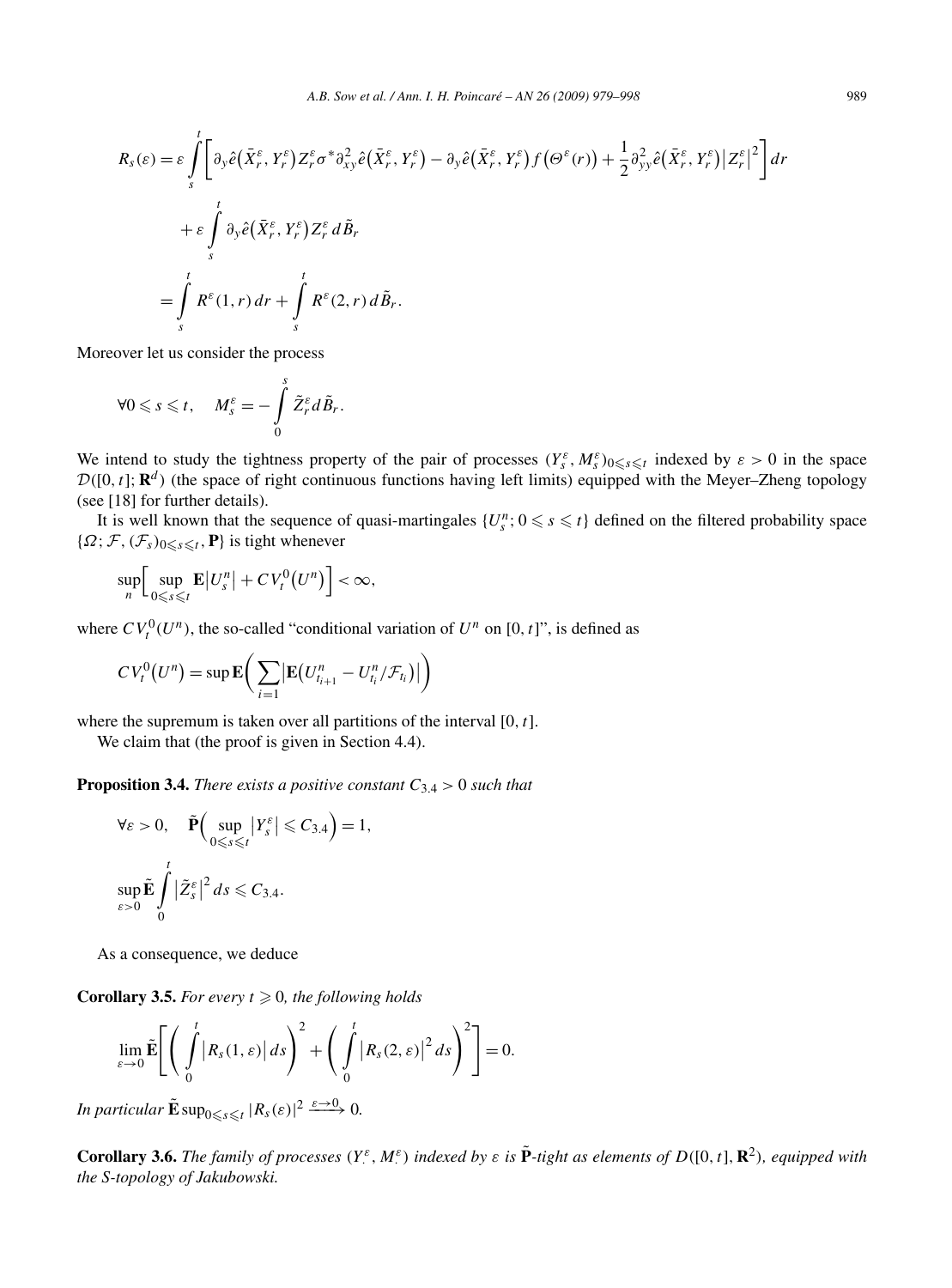$$
\begin{aligned}
R_s(\varepsilon) &= \varepsilon \int_s^t \left[ \partial_y \hat{e}\big(\bar{X}_r^\varepsilon, Y_r^\varepsilon\big) Z_r^\varepsilon \sigma^* \partial_{xy}^2 \hat{e}\big(\bar{X}_r^\varepsilon, Y_r^\varepsilon\big) - \partial_y \hat{e}\big(\bar{X}_r^\varepsilon, Y_r^\varepsilon\big) f\big(\Theta^\varepsilon(r)\big) + \frac{1}{2} \partial_{yy}^2 \hat{e}\big(\bar{X}_r^\varepsilon, Y_r^\varepsilon\big) \big|Z_r^\varepsilon\big|^2 \right] dr \\
&\quad + \varepsilon \int_s^t \partial_y \hat{e}\big(\bar{X}_r^\varepsilon, Y_r^\varepsilon\big) Z_r^\varepsilon \, d\tilde{B}_r \\
&= \int_s^t R^\varepsilon(1, r)\, dr + \int_s^t R^\varepsilon(2, r)\, d\tilde{B}_r.
\end{aligned}
$$

Moreover let us consider the process

$$
\forall 0 \leqslant s \leqslant t, \quad M_s^\varepsilon = -\int_0^s \tilde{Z}_r^\varepsilon d\tilde{B}_r.
$$

We intend to study the tightness property of the pair of processes $(Y_s^\varepsilon, M_s^\varepsilon)_{0 \leqslant s \leqslant t}$ indexed by $\varepsilon > 0$ in the space $\mathcal{D}([0, t]; \mathbf{R}^d)$ (the space of right continuous functions having left limits) equipped with the Meyer–Zheng topology (see [18] for further details).

It is well known that the sequence of quasi-martingales $\{U_s^n; 0 \leqslant s \leqslant t\}$ defined on the filtered probability space $\{\Omega; \mathcal{F}, (\mathcal{F}_s)_{0 \leqslant s \leqslant t}, \mathbf{P}\}$ is tight whenever

$$
\sup_n \Big[ \sup_{0 \leqslant s \leqslant t} \mathbf{E}\big|U_s^n\big| + CV_t^0\big(U^n\big) \Big] < \infty,
$$

where $CV_t^0(U^n)$, the so-called "conditional variation of $U^n$ on $[0, t]$", is defined as

$$
CV_t^0\big(U^n\big) = \sup \mathbf{E}\bigg( \sum_{i=1} \big| \mathbf{E}\big(U_{t_{i+1}}^n - U_{t_i}^n / \mathcal{F}_{t_i}\big) \big| \bigg)
$$

where the supremum is taken over all partitions of the interval $[0, t]$.

We claim that (the proof is given in Section 4.4).

**Proposition 3.4.** *There exists a positive constant $C_{3.4} > 0$ such that*

$$
\forall \varepsilon > 0, \quad \tilde{\mathbf{P}}\Big( \sup_{0 \leqslant s \leqslant t} \big|Y_s^\varepsilon\big| \leqslant C_{3.4} \Big) = 1,
$$

$$
\sup_{\varepsilon > 0} \tilde{\mathbf{E}} \int_0^t \big|\tilde{Z}_s^\varepsilon\big|^2 ds \leqslant C_{3.4}.
$$

As a consequence, we deduce

**Corollary 3.5.** *For every $t \geqslant 0$, the following holds*

$$
\lim_{\varepsilon \to 0} \tilde{\mathbf{E}} \Bigg[ \bigg( \int_0^t \big|R_s(1, \varepsilon)\big| ds \bigg)^2 + \bigg( \int_0^t \big|R_s(2, \varepsilon)\big|^2 ds \bigg)^2 \Bigg] = 0.
$$

*In particular* $\tilde{\mathbf{E}} \sup_{0 \leqslant s \leqslant t} |R_s(\varepsilon)|^2 \xrightarrow{\varepsilon \to 0} 0$.

**Corollary 3.6.** *The family of processes $(Y_\cdot^\varepsilon, M_\cdot^\varepsilon)$ indexed by $\varepsilon$ is $\tilde{\mathbf{P}}$-tight as elements of $D([0, t], \mathbf{R}^2)$, equipped with the S-topology of Jakubowski.*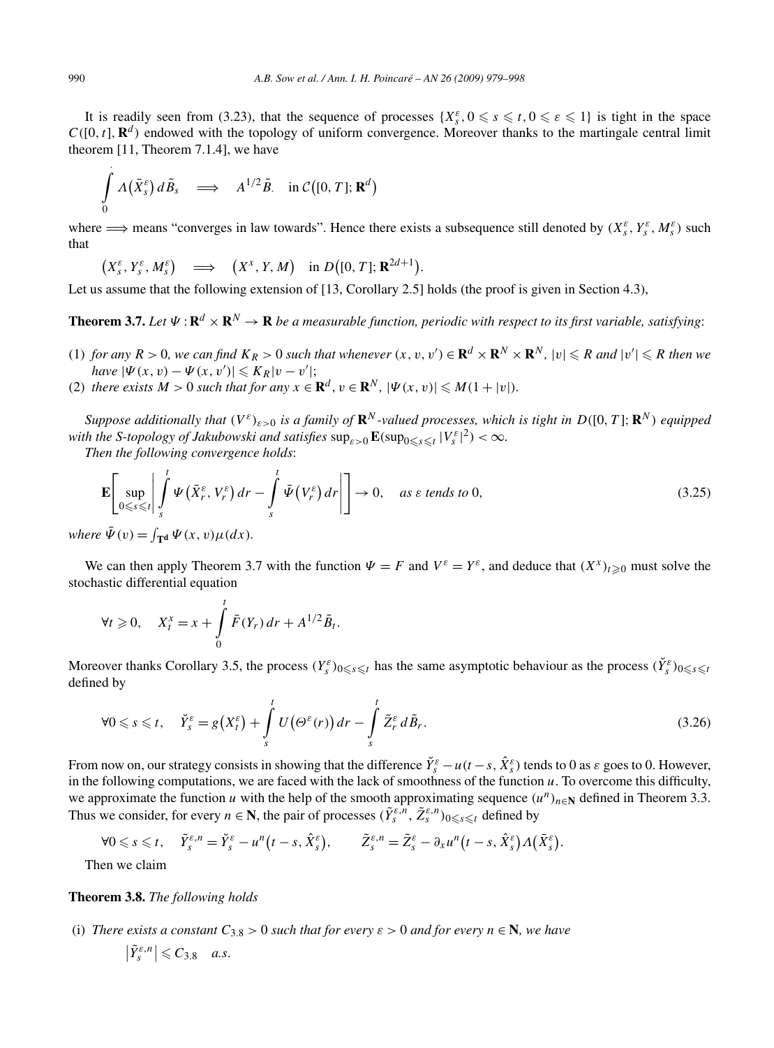It is readily seen from (3.23), that the sequence of processes $\{X_s^\varepsilon, 0 \leqslant s \leqslant t, 0 \leqslant \varepsilon \leqslant 1\}$ is tight in the space $C([0,t], \mathbf{R}^d)$ endowed with the topology of uniform convergence. Moreover thanks to the martingale central limit theorem [11, Theorem 7.1.4], we have

$$\int_0^{\cdot} \Lambda(\bar{X}_s^\varepsilon)\, d\tilde{B}_s \quad \Longrightarrow \quad A^{1/2}\tilde{B}_. \quad \text{in } \mathcal{C}([0,T]; \mathbf{R}^d)$$

where $\Longrightarrow$ means "converges in law towards". Hence there exists a subsequence still denoted by $(X_s^\varepsilon, Y_s^\varepsilon, M_s^\varepsilon)$ such that

$$(X_s^\varepsilon, Y_s^\varepsilon, M_s^\varepsilon) \quad \Longrightarrow \quad (X^x, Y, M) \quad \text{in } D([0,T]; \mathbf{R}^{2d+1}).$$

Let us assume that the following extension of [13, Corollary 2.5] holds (the proof is given in Section 4.3),

**Theorem 3.7.** *Let $\Psi : \mathbf{R}^d \times \mathbf{R}^N \to \mathbf{R}$ be a measurable function, periodic with respect to its first variable, satisfying*:

(1) *for any $R > 0$, we can find $K_R > 0$ such that whenever $(x, v, v') \in \mathbf{R}^d \times \mathbf{R}^N \times \mathbf{R}^N$, $|v| \leqslant R$ and $|v'| \leqslant R$ then we have $|\Psi(x,v) - \Psi(x,v')| \leqslant K_R|v - v'|$;*
(2) *there exists $M > 0$ such that for any $x \in \mathbf{R}^d$, $v \in \mathbf{R}^N$, $|\Psi(x,v)| \leqslant M(1 + |v|)$.*

*Suppose additionally that $(V^\varepsilon)_{\varepsilon>0}$ is a family of $\mathbf{R}^N$-valued processes, which is tight in $D([0,T]; \mathbf{R}^N)$ equipped with the S-topology of Jakubowski and satisfies $\sup_{\varepsilon>0} \mathbf{E}(\sup_{0\leqslant s\leqslant t} |V_s^\varepsilon|^2) < \infty$.*

*Then the following convergence holds*:

$$\mathbf{E}\left[\sup_{0\leqslant s\leqslant t}\left|\int_s^t \Psi(\bar{X}_r^\varepsilon, V_r^\varepsilon)\, dr - \int_s^t \bar{\Psi}(V_r^\varepsilon)\, dr\right|\right] \to 0, \quad \text{as } \varepsilon \text{ tends to } 0, \tag{3.25}$$

*where $\bar{\Psi}(v) = \int_{\mathbf{T^d}} \Psi(x,v)\mu(dx)$.*

We can then apply Theorem 3.7 with the function $\Psi = F$ and $V^\varepsilon = Y^\varepsilon$, and deduce that $(X^x)_{t\geqslant 0}$ must solve the stochastic differential equation

$$\forall t \geqslant 0, \quad X_t^x = x + \int_0^t \bar{F}(Y_r)\, dr + A^{1/2}\tilde{B}_t.$$

Moreover thanks Corollary 3.5, the process $(Y_s^\varepsilon)_{0\leqslant s\leqslant t}$ has the same asymptotic behaviour as the process $(\check{Y}_s^\varepsilon)_{0\leqslant s\leqslant t}$ defined by

$$\forall 0 \leqslant s \leqslant t, \quad \check{Y}_s^\varepsilon = g(X_t^\varepsilon) + \int_s^t U(\Theta^\varepsilon(r))\, dr - \int_s^t \tilde{Z}_r^\varepsilon\, d\tilde{B}_r. \tag{3.26}$$

From now on, our strategy consists in showing that the difference $\check{Y}_s^\varepsilon - u(t-s, \hat{X}_s^\varepsilon)$ tends to 0 as $\varepsilon$ goes to 0. However, in the following computations, we are faced with the lack of smoothness of the function $u$. To overcome this difficulty, we approximate the function $u$ with the help of the smooth approximating sequence $(u^n)_{n\in\mathbf{N}}$ defined in Theorem 3.3. Thus we consider, for every $n \in \mathbf{N}$, the pair of processes $(\tilde{Y}_s^{\varepsilon,n}, \tilde{Z}_s^{\varepsilon,n})_{0\leqslant s\leqslant t}$ defined by

$$\forall 0 \leqslant s \leqslant t, \quad \tilde{Y}_s^{\varepsilon,n} = \check{Y}_s^\varepsilon - u^n(t-s, \hat{X}_s^\varepsilon), \qquad \tilde{Z}_s^{\varepsilon,n} = \tilde{Z}_s^\varepsilon - \partial_x u^n(t-s, \hat{X}_s^\varepsilon)\Lambda(\bar{X}_s^\varepsilon).$$

Then we claim

**Theorem 3.8.** *The following holds*

(i) *There exists a constant $C_{3.8} > 0$ such that for every $\varepsilon > 0$ and for every $n \in \mathbf{N}$, we have*

$$|\tilde{Y}_s^{\varepsilon,n}| \leqslant C_{3.8} \quad a.s.$$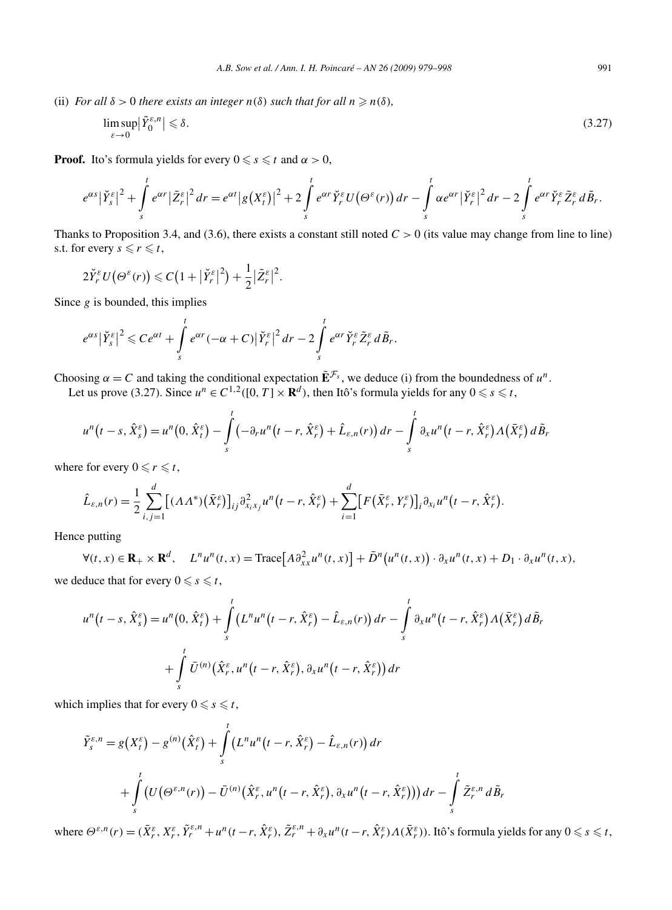(ii) *For all $\delta > 0$ there exists an integer $n(\delta)$ such that for all $n \geqslant n(\delta)$,*

$$\limsup_{\varepsilon \to 0} \left|\tilde{Y}_0^{\varepsilon,n}\right| \leqslant \delta. \tag{3.27}$$

**Proof.** Ito's formula yields for every $0 \leqslant s \leqslant t$ and $\alpha > 0$,

$$e^{\alpha s}\left|\check{Y}_s^\varepsilon\right|^2 + \int_s^t e^{\alpha r}\left|\tilde{Z}_r^\varepsilon\right|^2 dr = e^{\alpha t}\left|g\left(X_t^\varepsilon\right)\right|^2 + 2\int_s^t e^{\alpha r}\check{Y}_r^\varepsilon U\left(\Theta^\varepsilon(r)\right) dr - \int_s^t \alpha e^{\alpha r}\left|\check{Y}_r^\varepsilon\right|^2 dr - 2\int_s^t e^{\alpha r}\check{Y}_r^\varepsilon \tilde{Z}_r^\varepsilon \, d\tilde{B}_r.$$

Thanks to Proposition 3.4, and (3.6), there exists a constant still noted $C > 0$ (its value may change from line to line) s.t. for every $s \leqslant r \leqslant t$,

$$2\check{Y}_r^\varepsilon U\left(\Theta^\varepsilon(r)\right) \leqslant C\left(1 + \left|\check{Y}_r^\varepsilon\right|^2\right) + \frac{1}{2}\left|\tilde{Z}_r^\varepsilon\right|^2.$$

Since $g$ is bounded, this implies

$$e^{\alpha s}\left|\check{Y}_s^\varepsilon\right|^2 \leqslant Ce^{\alpha t} + \int_s^t e^{\alpha r}(-\alpha + C)\left|\check{Y}_r^\varepsilon\right|^2 dr - 2\int_s^t e^{\alpha r}\check{Y}_r^\varepsilon \tilde{Z}_r^\varepsilon \, d\tilde{B}_r.$$

Choosing $\alpha = C$ and taking the conditional expectation $\tilde{\mathbf{E}}^{\mathcal{F}_s}$, we deduce (i) from the boundedness of $u^n$.

Let us prove (3.27). Since $u^n \in C^{1,2}([0,T] \times \mathbf{R}^d)$, then Itô's formula yields for any $0 \leqslant s \leqslant t$,

$$u^n\left(t-s, \hat{X}_s^\varepsilon\right) = u^n\left(0, \hat{X}_t^\varepsilon\right) - \int_s^t \left(-\partial_r u^n\left(t-r, \hat{X}_r^\varepsilon\right) + \hat{L}_{\varepsilon,n}(r)\right) dr - \int_s^t \partial_x u^n\left(t-r, \hat{X}_r^\varepsilon\right)\Lambda\left(\bar{X}_r^\varepsilon\right) d\tilde{B}_r$$

where for every $0 \leqslant r \leqslant t$,

$$\hat{L}_{\varepsilon,n}(r) = \frac{1}{2}\sum_{i,j=1}^d \left[(\Lambda\Lambda^*)\left(\bar{X}_r^\varepsilon\right)\right]_{ij}\partial_{x_i x_j}^2 u^n\left(t-r, \hat{X}_r^\varepsilon\right) + \sum_{i=1}^d \left[F\left(\bar{X}_r^\varepsilon, Y_r^\varepsilon\right)\right]_i \partial_{x_i} u^n\left(t-r, \hat{X}_r^\varepsilon\right).$$

Hence putting

$$\forall (t,x) \in \mathbf{R}_+ \times \mathbf{R}^d, \quad L^n u^n(t,x) = \operatorname{Trace}\left[A\partial_{xx}^2 u^n(t,x)\right] + \bar{D}^n\left(u^n(t,x)\right) \cdot \partial_x u^n(t,x) + D_1 \cdot \partial_x u^n(t,x),$$

we deduce that for every $0 \leqslant s \leqslant t$,

$$\begin{aligned}
u^n\left(t-s, \hat{X}_s^\varepsilon\right) = {} & u^n\left(0, \hat{X}_t^\varepsilon\right) + \int_s^t \left(L^n u^n\left(t-r, \hat{X}_r^\varepsilon\right) - \hat{L}_{\varepsilon,n}(r)\right) dr - \int_s^t \partial_x u^n\left(t-r, \hat{X}_r^\varepsilon\right)\Lambda\left(\bar{X}_r^\varepsilon\right) d\tilde{B}_r \\
& + \int_s^t \bar{U}^{(n)}\left(\hat{X}_r^\varepsilon, u^n\left(t-r, \hat{X}_r^\varepsilon\right), \partial_x u^n\left(t-r, \hat{X}_r^\varepsilon\right)\right) dr
\end{aligned}$$

which implies that for every $0 \leqslant s \leqslant t$,

$$\begin{aligned}
\tilde{Y}_s^{\varepsilon,n} = {} & g\left(X_t^\varepsilon\right) - g^{(n)}\left(\hat{X}_t^\varepsilon\right) + \int_s^t \left(L^n u^n\left(t-r, \hat{X}_r^\varepsilon\right) - \hat{L}_{\varepsilon,n}(r)\right) dr \\
& + \int_s^t \left(U\left(\Theta^{\varepsilon,n}(r)\right) - \bar{U}^{(n)}\left(\hat{X}_r^\varepsilon, u^n\left(t-r, \hat{X}_r^\varepsilon\right), \partial_x u^n\left(t-r, \hat{X}_r^\varepsilon\right)\right)\right) dr - \int_s^t \tilde{Z}_r^{\varepsilon,n} \, d\tilde{B}_r
\end{aligned}$$

where $\Theta^{\varepsilon,n}(r) = (\bar{X}_r^\varepsilon, X_r^\varepsilon, \tilde{Y}_r^{\varepsilon,n} + u^n(t-r, \hat{X}_r^\varepsilon), \tilde{Z}_r^{\varepsilon,n} + \partial_x u^n(t-r, \hat{X}_r^\varepsilon)\Lambda(\bar{X}_r^\varepsilon))$. Itô's formula yields for any $0 \leqslant s \leqslant t$,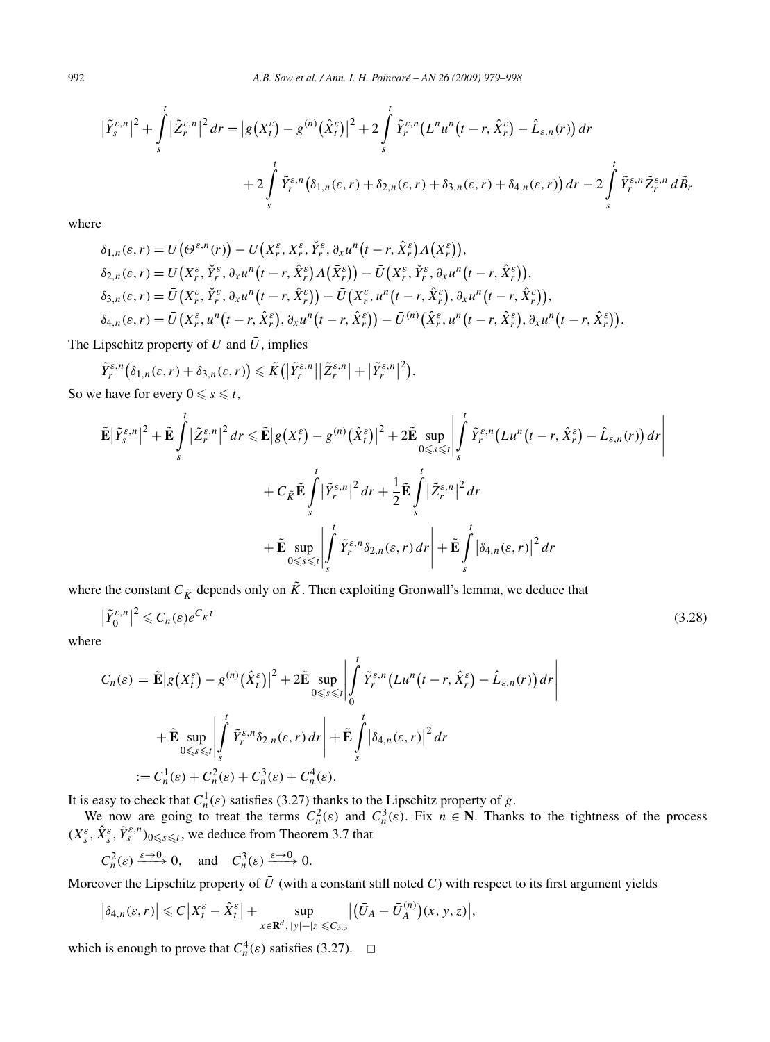$$
\left|\tilde{Y}_s^{\varepsilon,n}\right|^2 + \int_s^t \left|\tilde{Z}_r^{\varepsilon,n}\right|^2 dr = \left|g\left(X_t^\varepsilon\right) - g^{(n)}\left(\hat{X}_t^\varepsilon\right)\right|^2 + 2\int_s^t \tilde{Y}_r^{\varepsilon,n}\left(L^n u^n\left(t-r,\hat{X}_r^\varepsilon\right) - \hat{L}_{\varepsilon,n}(r)\right) dr
$$

$$
+ 2\int_s^t \tilde{Y}_r^{\varepsilon,n}\left(\delta_{1,n}(\varepsilon,r) + \delta_{2,n}(\varepsilon,r) + \delta_{3,n}(\varepsilon,r) + \delta_{4,n}(\varepsilon,r)\right) dr - 2\int_s^t \tilde{Y}_r^{\varepsilon,n}\tilde{Z}_r^{\varepsilon,n}\, d\tilde{B}_r
$$

where

$$
\begin{aligned}
\delta_{1,n}(\varepsilon,r) &= U\left(\Theta^{\varepsilon,n}(r)\right) - U\left(\bar{X}_r^\varepsilon, X_r^\varepsilon, \breve{Y}_r^\varepsilon, \partial_x u^n\left(t-r,\hat{X}_r^\varepsilon\right)\Lambda\left(\bar{X}_r^\varepsilon\right)\right),\\
\delta_{2,n}(\varepsilon,r) &= U\left(X_r^\varepsilon, \breve{Y}_r^\varepsilon, \partial_x u^n\left(t-r,\hat{X}_r^\varepsilon\right)\Lambda\left(\bar{X}_r^\varepsilon\right)\right) - \bar{U}\left(X_r^\varepsilon, \breve{Y}_r^\varepsilon, \partial_x u^n\left(t-r,\hat{X}_r^\varepsilon\right)\right),\\
\delta_{3,n}(\varepsilon,r) &= \bar{U}\left(X_r^\varepsilon, \breve{Y}_r^\varepsilon, \partial_x u^n\left(t-r,\hat{X}_r^\varepsilon\right)\right) - \bar{U}\left(X_r^\varepsilon, u^n\left(t-r,\hat{X}_r^\varepsilon\right), \partial_x u^n\left(t-r,\hat{X}_r^\varepsilon\right)\right),\\
\delta_{4,n}(\varepsilon,r) &= \bar{U}\left(X_r^\varepsilon, u^n\left(t-r,\hat{X}_r^\varepsilon\right), \partial_x u^n\left(t-r,\hat{X}_r^\varepsilon\right)\right) - \bar{U}^{(n)}\left(\hat{X}_r^\varepsilon, u^n\left(t-r,\hat{X}_r^\varepsilon\right), \partial_x u^n\left(t-r,\hat{X}_r^\varepsilon\right)\right).
\end{aligned}
$$

The Lipschitz property of $U$ and $\bar{U}$, implies

$$
\tilde{Y}_r^{\varepsilon,n}\left(\delta_{1,n}(\varepsilon,r) + \delta_{3,n}(\varepsilon,r)\right) \leqslant \tilde{K}\left(\left|\tilde{Y}_r^{\varepsilon,n}\right|\left|\tilde{Z}_r^{\varepsilon,n}\right| + \left|\tilde{Y}_r^{\varepsilon,n}\right|^2\right).
$$

So we have for every $0 \leqslant s \leqslant t$,

$$
\begin{aligned}
\tilde{\mathbf{E}}\left|\tilde{Y}_s^{\varepsilon,n}\right|^2 + \tilde{\mathbf{E}}\int_s^t \left|\tilde{Z}_r^{\varepsilon,n}\right|^2 dr &\leqslant \tilde{\mathbf{E}}\left|g\left(X_t^\varepsilon\right) - g^{(n)}\left(\hat{X}_t^\varepsilon\right)\right|^2 + 2\tilde{\mathbf{E}}\sup_{0\leqslant s\leqslant t}\left|\int_s^t \tilde{Y}_r^{\varepsilon,n}\left(Lu^n\left(t-r,\hat{X}_r^\varepsilon\right) - \hat{L}_{\varepsilon,n}(r)\right) dr\right|\\
&\quad + C_{\tilde{K}}\tilde{\mathbf{E}}\int_s^t \left|\tilde{Y}_r^{\varepsilon,n}\right|^2 dr + \frac{1}{2}\tilde{\mathbf{E}}\int_s^t \left|\tilde{Z}_r^{\varepsilon,n}\right|^2 dr\\
&\quad + \tilde{\mathbf{E}}\sup_{0\leqslant s\leqslant t}\left|\int_s^t \tilde{Y}_r^{\varepsilon,n}\delta_{2,n}(\varepsilon,r)\, dr\right| + \tilde{\mathbf{E}}\int_s^t \left|\delta_{4,n}(\varepsilon,r)\right|^2 dr
\end{aligned}
$$

where the constant $C_{\tilde{K}}$ depends only on $\tilde{K}$. Then exploiting Gronwall's lemma, we deduce that

$$
\left|\tilde{Y}_0^{\varepsilon,n}\right|^2 \leqslant C_n(\varepsilon)e^{C_{\tilde{K}}t} \tag{3.28}
$$

where

$$
\begin{aligned}
C_n(\varepsilon) &= \tilde{\mathbf{E}}\left|g\left(X_t^\varepsilon\right) - g^{(n)}\left(\hat{X}_t^\varepsilon\right)\right|^2 + 2\tilde{\mathbf{E}}\sup_{0\leqslant s\leqslant t}\left|\int_0^t \tilde{Y}_r^{\varepsilon,n}\left(Lu^n\left(t-r,\hat{X}_r^\varepsilon\right) - \hat{L}_{\varepsilon,n}(r)\right) dr\right|\\
&\quad + \tilde{\mathbf{E}}\sup_{0\leqslant s\leqslant t}\left|\int_s^t \tilde{Y}_r^{\varepsilon,n}\delta_{2,n}(\varepsilon,r)\, dr\right| + \tilde{\mathbf{E}}\int_s^t \left|\delta_{4,n}(\varepsilon,r)\right|^2 dr\\
&:= C_n^1(\varepsilon) + C_n^2(\varepsilon) + C_n^3(\varepsilon) + C_n^4(\varepsilon).
\end{aligned}
$$

It is easy to check that $C_n^1(\varepsilon)$ satisfies (3.27) thanks to the Lipschitz property of $g$.

We now are going to treat the terms $C_n^2(\varepsilon)$ and $C_n^3(\varepsilon)$. Fix $n \in \mathbf{N}$. Thanks to the tightness of the process $(X_s^\varepsilon, \hat{X}_s^\varepsilon, \tilde{Y}_s^{\varepsilon,n})_{0\leqslant s\leqslant t}$, we deduce from Theorem 3.7 that

$$
C_n^2(\varepsilon) \xrightarrow{\varepsilon\to 0} 0, \quad \text{and} \quad C_n^3(\varepsilon) \xrightarrow{\varepsilon\to 0} 0.
$$

Moreover the Lipschitz property of $\bar{U}$ (with a constant still noted $C$) with respect to its first argument yields

$$
\left|\delta_{4,n}(\varepsilon,r)\right| \leqslant C\left|X_t^\varepsilon - \hat{X}_t^\varepsilon\right| + \sup_{x\in\mathbf{R}^d,\,|y|+|z|\leqslant C_{3.3}}\left|\left(\bar{U}_A - \bar{U}_A^{(n)}\right)(x,y,z)\right|,
$$

which is enough to prove that $C_n^4(\varepsilon)$ satisfies (3.27). $\square$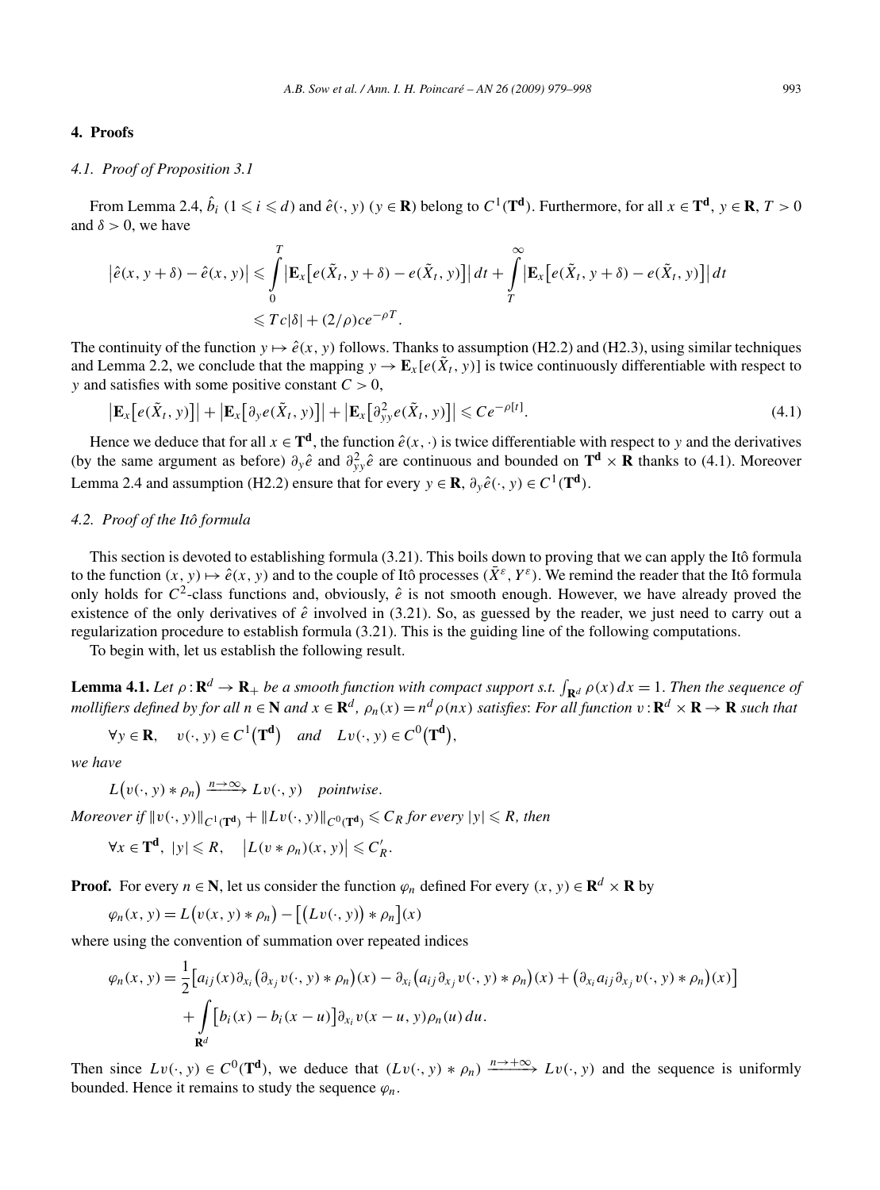## 4. Proofs

### 4.1. Proof of Proposition 3.1

From Lemma 2.4, $\hat{b}_i$ ($1 \leqslant i \leqslant d$) and $\hat{e}(\cdot, y)$ ($y \in \mathbf{R}$) belong to $C^1(\mathbf{T^d})$. Furthermore, for all $x \in \mathbf{T^d}$, $y \in \mathbf{R}$, $T > 0$ and $\delta > 0$, we have

$$
\begin{aligned}
\left|\hat{e}(x, y+\delta) - \hat{e}(x, y)\right| &\leqslant \int_0^T \left|\mathbf{E}_x\left[e(\tilde{X}_t, y+\delta) - e(\tilde{X}_t, y)\right]\right| dt + \int_T^\infty \left|\mathbf{E}_x\left[e(\tilde{X}_t, y+\delta) - e(\tilde{X}_t, y)\right]\right| dt \\
&\leqslant Tc|\delta| + (2/\rho)ce^{-\rho T}.
\end{aligned}
$$

The continuity of the function $y \mapsto \hat{e}(x, y)$ follows. Thanks to assumption (H2.2) and (H2.3), using similar techniques and Lemma 2.2, we conclude that the mapping $y \to \mathbf{E}_x[e(\tilde{X}_t, y)]$ is twice continuously differentiable with respect to $y$ and satisfies with some positive constant $C > 0$,

$$
\left|\mathbf{E}_x\left[e(\tilde{X}_t, y)\right]\right| + \left|\mathbf{E}_x\left[\partial_y e(\tilde{X}_t, y)\right]\right| + \left|\mathbf{E}_x\left[\partial^2_{yy} e(\tilde{X}_t, y)\right]\right| \leqslant Ce^{-\rho[t]}. \tag{4.1}
$$

Hence we deduce that for all $x \in \mathbf{T^d}$, the function $\hat{e}(x, \cdot)$ is twice differentiable with respect to $y$ and the derivatives (by the same argument as before) $\partial_y \hat{e}$ and $\partial^2_{yy}\hat{e}$ are continuous and bounded on $\mathbf{T^d} \times \mathbf{R}$ thanks to (4.1). Moreover Lemma 2.4 and assumption (H2.2) ensure that for every $y \in \mathbf{R}$, $\partial_y \hat{e}(\cdot, y) \in C^1(\mathbf{T^d})$.

### 4.2. Proof of the Itô formula

This section is devoted to establishing formula (3.21). This boils down to proving that we can apply the Itô formula to the function $(x, y) \mapsto \hat{e}(x, y)$ and to the couple of Itô processes $(\bar{X}^\varepsilon, Y^\varepsilon)$. We remind the reader that the Itô formula only holds for $C^2$-class functions and, obviously, $\hat{e}$ is not smooth enough. However, we have already proved the existence of the only derivatives of $\hat{e}$ involved in (3.21). So, as guessed by the reader, we just need to carry out a regularization procedure to establish formula (3.21). This is the guiding line of the following computations.

To begin with, let us establish the following result.

**Lemma 4.1.** *Let $\rho : \mathbf{R}^d \to \mathbf{R}_+$ be a smooth function with compact support s.t. $\int_{\mathbf{R}^d} \rho(x)\,dx = 1$. Then the sequence of mollifiers defined by for all $n \in \mathbf{N}$ and $x \in \mathbf{R}^d$, $\rho_n(x) = n^d \rho(nx)$ satisfies: For all function $v : \mathbf{R}^d \times \mathbf{R} \to \mathbf{R}$ such that*

$$
\forall y \in \mathbf{R}, \quad v(\cdot, y) \in C^1\left(\mathbf{T^d}\right) \quad \textit{and} \quad Lv(\cdot, y) \in C^0\left(\mathbf{T^d}\right),
$$

*we have*

$$
L\left(v(\cdot, y) * \rho_n\right) \xrightarrow{n \to \infty} Lv(\cdot, y) \quad \textit{pointwise}.
$$

*Moreover if $\|v(\cdot, y)\|_{C^1(\mathbf{T^d})} + \|Lv(\cdot, y)\|_{C^0(\mathbf{T^d})} \leqslant C_R$ for every $|y| \leqslant R$, then*

$$
\forall x \in \mathbf{T^d}, \ |y| \leqslant R, \quad \left|L(v * \rho_n)(x, y)\right| \leqslant C'_R.
$$

**Proof.** For every $n \in \mathbf{N}$, let us consider the function $\varphi_n$ defined For every $(x, y) \in \mathbf{R}^d \times \mathbf{R}$ by

$$
\varphi_n(x, y) = L\left(v(x, y) * \rho_n\right) - \left[\left(Lv(\cdot, y)\right) * \rho_n\right](x)
$$

where using the convention of summation over repeated indices

$$
\begin{aligned}
\varphi_n(x, y) = {} & \frac{1}{2}\left[a_{ij}(x)\partial_{x_i}\left(\partial_{x_j} v(\cdot, y) * \rho_n\right)(x) - \partial_{x_i}\left(a_{ij}\partial_{x_j} v(\cdot, y) * \rho_n\right)(x) + \left(\partial_{x_i} a_{ij} \partial_{x_j} v(\cdot, y) * \rho_n\right)(x)\right] \\
& + \int_{\mathbf{R}^d} \left[b_i(x) - b_i(x-u)\right]\partial_{x_i} v(x-u, y)\rho_n(u)\,du.
\end{aligned}
$$

Then since $Lv(\cdot, y) \in C^0(\mathbf{T^d})$, we deduce that $(Lv(\cdot, y) * \rho_n) \xrightarrow{n \to +\infty} Lv(\cdot, y)$ and the sequence is uniformly bounded. Hence it remains to study the sequence $\varphi_n$.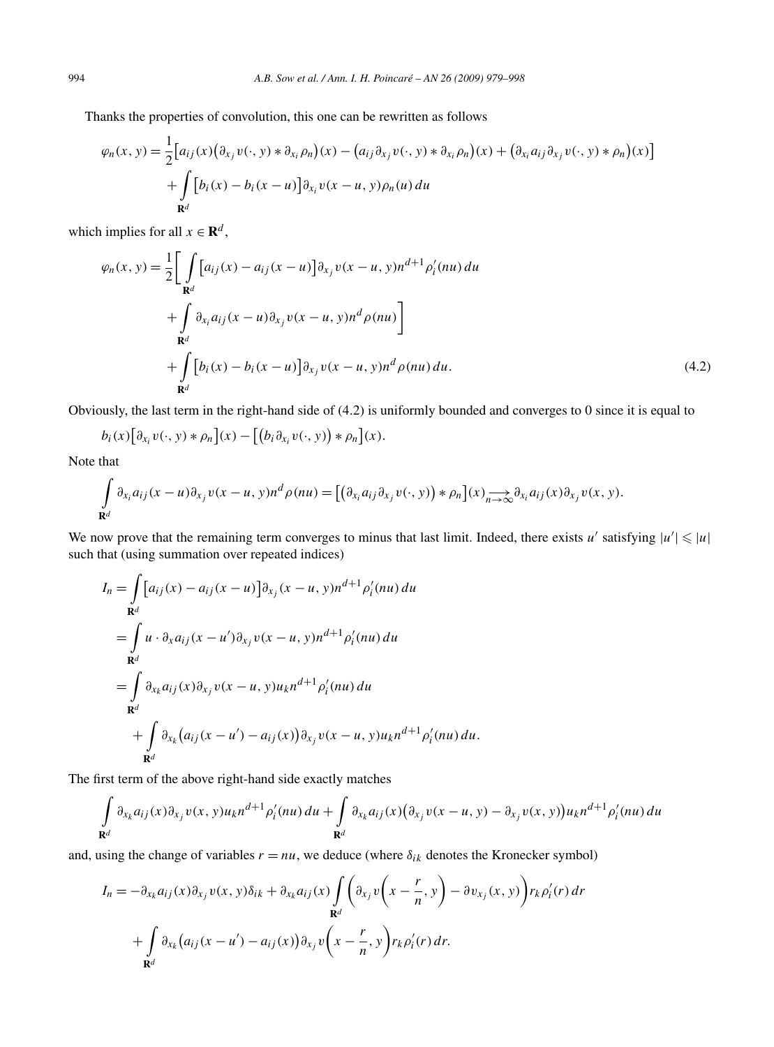Thanks the properties of convolution, this one can be rewritten as follows

$$\varphi_n(x,y) = \frac{1}{2}\big[a_{ij}(x)\big(\partial_{x_j} v(\cdot,y) * \partial_{x_i}\rho_n\big)(x) - \big(a_{ij}\partial_{x_j} v(\cdot,y) * \partial_{x_i}\rho_n\big)(x) + \big(\partial_{x_i} a_{ij}\partial_{x_j} v(\cdot,y) * \rho_n\big)(x)\big] + \int_{\mathbf{R}^d} \big[b_i(x) - b_i(x-u)\big]\partial_{x_i} v(x-u,y)\rho_n(u)\,du$$

which implies for all $x \in \mathbf{R}^d$,

$$\begin{aligned}
\varphi_n(x,y) = \frac{1}{2}\bigg[ &\int_{\mathbf{R}^d} \big[a_{ij}(x) - a_{ij}(x-u)\big]\partial_{x_j} v(x-u,y) n^{d+1}\rho_i'(nu)\,du \\
&+ \int_{\mathbf{R}^d} \partial_{x_i} a_{ij}(x-u)\partial_{x_j} v(x-u,y) n^d \rho(nu)\bigg] \\
&+ \int_{\mathbf{R}^d} \big[b_i(x) - b_i(x-u)\big]\partial_{x_j} v(x-u,y) n^d \rho(nu)\,du.
\end{aligned} \tag{4.2}$$

Obviously, the last term in the right-hand side of (4.2) is uniformly bounded and converges to 0 since it is equal to

$$b_i(x)\big[\partial_{x_i} v(\cdot,y) * \rho_n\big](x) - \big[\big(b_i\partial_{x_i} v(\cdot,y)\big) * \rho_n\big](x).$$

Note that

$$\int_{\mathbf{R}^d} \partial_{x_i} a_{ij}(x-u)\partial_{x_j} v(x-u,y) n^d \rho(nu) = \big[\big(\partial_{x_i} a_{ij}\partial_{x_j} v(\cdot,y)\big) * \rho_n\big](x) \underset{n\to\infty}{\longrightarrow} \partial_{x_i} a_{ij}(x)\partial_{x_j} v(x,y).$$

We now prove that the remaining term converges to minus that last limit. Indeed, there exists $u'$ satisfying $|u'| \leqslant |u|$ such that (using summation over repeated indices)

$$\begin{aligned}
I_n &= \int_{\mathbf{R}^d} \big[a_{ij}(x) - a_{ij}(x-u)\big]\partial_{x_j}(x-u,y) n^{d+1}\rho_i'(nu)\,du \\
&= \int_{\mathbf{R}^d} u\cdot\partial_x a_{ij}(x-u')\partial_{x_j} v(x-u,y) n^{d+1}\rho_i'(nu)\,du \\
&= \int_{\mathbf{R}^d} \partial_{x_k} a_{ij}(x)\partial_{x_j} v(x-u,y) u_k n^{d+1}\rho_i'(nu)\,du \\
&\quad + \int_{\mathbf{R}^d} \partial_{x_k}\big(a_{ij}(x-u') - a_{ij}(x)\big)\partial_{x_j} v(x-u,y) u_k n^{d+1}\rho_i'(nu)\,du.
\end{aligned}$$

The first term of the above right-hand side exactly matches

$$\int_{\mathbf{R}^d} \partial_{x_k} a_{ij}(x)\partial_{x_j} v(x,y) u_k n^{d+1}\rho_i'(nu)\,du + \int_{\mathbf{R}^d} \partial_{x_k} a_{ij}(x)\big(\partial_{x_j} v(x-u,y) - \partial_{x_j} v(x,y)\big) u_k n^{d+1}\rho_i'(nu)\,du$$

and, using the change of variables $r = nu$, we deduce (where $\delta_{ik}$ denotes the Kronecker symbol)

$$\begin{aligned}
I_n = &-\partial_{x_k} a_{ij}(x)\partial_{x_j} v(x,y)\delta_{ik} + \partial_{x_k} a_{ij}(x)\int_{\mathbf{R}^d} \left(\partial_{x_j} v\left(x - \frac{r}{n}, y\right) - \partial v_{x_j}(x,y)\right) r_k\rho_i'(r)\,dr \\
&+ \int_{\mathbf{R}^d} \partial_{x_k}\big(a_{ij}(x-u') - a_{ij}(x)\big)\partial_{x_j} v\left(x - \frac{r}{n}, y\right) r_k\rho_i'(r)\,dr.
\end{aligned}$$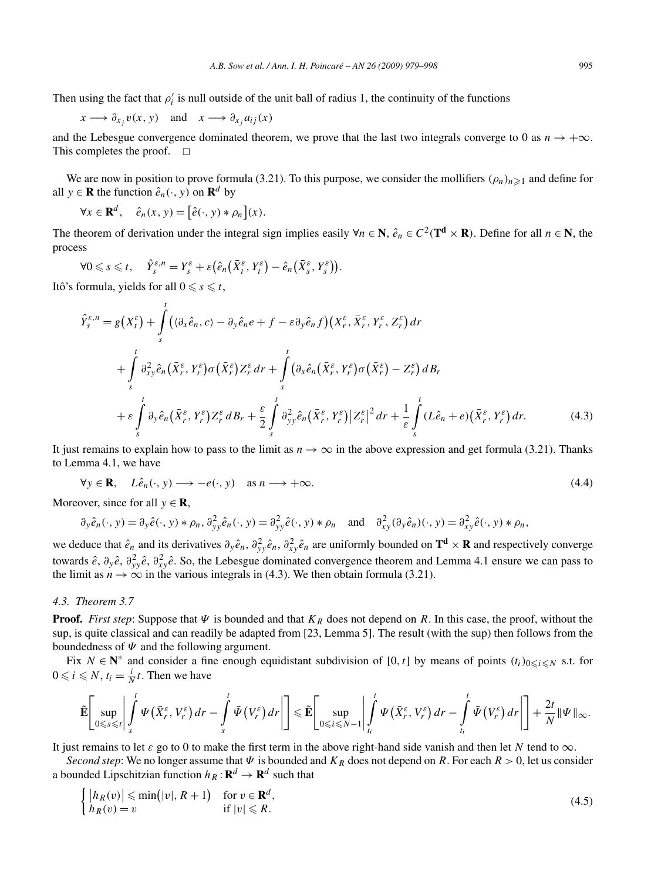Then using the fact that $\rho_i'$ is null outside of the unit ball of radius 1, the continuity of the functions

$$x \longrightarrow \partial_{x_j} v(x,y) \quad \text{and} \quad x \longrightarrow \partial_{x_j} a_{ij}(x)$$

and the Lebesgue convergence dominated theorem, we prove that the last two integrals converge to 0 as $n \to +\infty$. This completes the proof. $\square$

We are now in position to prove formula (3.21). To this purpose, we consider the mollifiers $(\rho_n)_{n\geqslant 1}$ and define for all $y \in \mathbf{R}$ the function $\hat{e}_n(\cdot, y)$ on $\mathbf{R}^d$ by

$$\forall x \in \mathbf{R}^d, \quad \hat{e}_n(x,y) = \left[\hat{e}(\cdot, y) * \rho_n\right](x).$$

The theorem of derivation under the integral sign implies easily $\forall n \in \mathbf{N}$, $\hat{e}_n \in C^2(\mathbf{T^d} \times \mathbf{R})$. Define for all $n \in \mathbf{N}$, the process

$$\forall 0 \leqslant s \leqslant t, \quad \hat{Y}_s^{\varepsilon,n} = Y_s^\varepsilon + \varepsilon\left(\hat{e}_n\left(\bar{X}_t^\varepsilon, Y_t^\varepsilon\right) - \hat{e}_n\left(\bar{X}_s^\varepsilon, Y_s^\varepsilon\right)\right).$$

Itô's formula, yields for all $0 \leqslant s \leqslant t$,

$$\begin{aligned}
\hat{Y}_s^{\varepsilon,n} = g\left(X_t^\varepsilon\right) &+ \int_s^t \left(\langle \partial_x \hat{e}_n, c\rangle - \partial_y \hat{e}_n e + f - \varepsilon \partial_y \hat{e}_n f\right)\left(X_r^\varepsilon, \bar{X}_r^\varepsilon, Y_r^\varepsilon, Z_r^\varepsilon\right) dr \\
&+ \int_s^t \partial_{xy}^2 \hat{e}_n\left(\bar{X}_r^\varepsilon, Y_r^\varepsilon\right)\sigma\left(\bar{X}_r^\varepsilon\right) Z_r^\varepsilon \, dr + \int_s^t \left(\partial_x \hat{e}_n\left(\bar{X}_r^\varepsilon, Y_r^\varepsilon\right)\sigma\left(\bar{X}_r^\varepsilon\right) - Z_r^\varepsilon\right) dB_r \\
&+ \varepsilon \int_s^t \partial_y \hat{e}_n\left(\bar{X}_r^\varepsilon, Y_r^\varepsilon\right) Z_r^\varepsilon \, dB_r + \frac{\varepsilon}{2}\int_s^t \partial_{yy}^2 \hat{e}_n\left(\bar{X}_r^\varepsilon, Y_r^\varepsilon\right)\left|Z_r^\varepsilon\right|^2 dr + \frac{1}{\varepsilon}\int_s^t (L\hat{e}_n + e)\left(\bar{X}_r^\varepsilon, Y_r^\varepsilon\right) dr. \qquad (4.3)
\end{aligned}$$

It just remains to explain how to pass to the limit as $n \to \infty$ in the above expression and get formula (3.21). Thanks to Lemma 4.1, we have

$$\forall y \in \mathbf{R}, \quad L\hat{e}_n(\cdot, y) \longrightarrow -e(\cdot, y) \quad \text{as } n \longrightarrow +\infty. \qquad (4.4)$$

Moreover, since for all $y \in \mathbf{R}$,

$$\partial_y \hat{e}_n(\cdot, y) = \partial_y \hat{e}(\cdot, y) * \rho_n, \; \partial_{yy}^2 \hat{e}_n(\cdot, y) = \partial_{yy}^2 \hat{e}(\cdot, y) * \rho_n \quad \text{and} \quad \partial_{xy}^2(\partial_y \hat{e}_n)(\cdot, y) = \partial_{xy}^2 \hat{e}(\cdot, y) * \rho_n,$$

we deduce that $\hat{e}_n$ and its derivatives $\partial_y \hat{e}_n$, $\partial_{yy}^2 \hat{e}_n$, $\partial_{xy}^2 \hat{e}_n$ are uniformly bounded on $\mathbf{T^d} \times \mathbf{R}$ and respectively converge towards $\hat{e}$, $\partial_y \hat{e}$, $\partial_{yy}^2 \hat{e}$, $\partial_{xy}^2 \hat{e}$. So, the Lebesgue dominated convergence theorem and Lemma 4.1 ensure we can pass to the limit as $n \to \infty$ in the various integrals in (4.3). We then obtain formula (3.21).

### 4.3. Theorem 3.7

**Proof.** *First step*: Suppose that $\Psi$ is bounded and that $K_R$ does not depend on $R$. In this case, the proof, without the sup, is quite classical and can readily be adapted from [23, Lemma 5]. The result (with the sup) then follows from the boundedness of $\Psi$ and the following argument.

Fix $N \in \mathbf{N}^*$ and consider a fine enough equidistant subdivision of $[0,t]$ by means of points $(t_i)_{0\leqslant i\leqslant N}$ s.t. for $0 \leqslant i \leqslant N$, $t_i = \frac{i}{N}t$. Then we have

$$\tilde{\mathbf{E}}\left[\sup_{0\leqslant s\leqslant t}\left|\int_s^t \Psi\left(\bar{X}_r^\varepsilon, V_r^\varepsilon\right) dr - \int_s^t \bar{\Psi}\left(V_r^\varepsilon\right) dr\right|\right] \leqslant \tilde{\mathbf{E}}\left[\sup_{0\leqslant i\leqslant N-1}\left|\int_{t_i}^t \Psi\left(\bar{X}_r^\varepsilon, V_r^\varepsilon\right) dr - \int_{t_i}^t \bar{\Psi}\left(V_r^\varepsilon\right) dr\right|\right] + \frac{2t}{N}\|\Psi\|_\infty.$$

It just remains to let $\varepsilon$ go to 0 to make the first term in the above right-hand side vanish and then let $N$ tend to $\infty$.

*Second step*: We no longer assume that $\Psi$ is bounded and $K_R$ does not depend on $R$. For each $R > 0$, let us consider a bounded Lipschitzian function $h_R : \mathbf{R}^d \to \mathbf{R}^d$ such that

$$\begin{cases} \left|h_R(v)\right| \leqslant \min\left(|v|, R+1\right) & \text{for } v \in \mathbf{R}^d, \\ h_R(v) = v & \text{if } |v| \leqslant R. \end{cases} \qquad (4.5)$$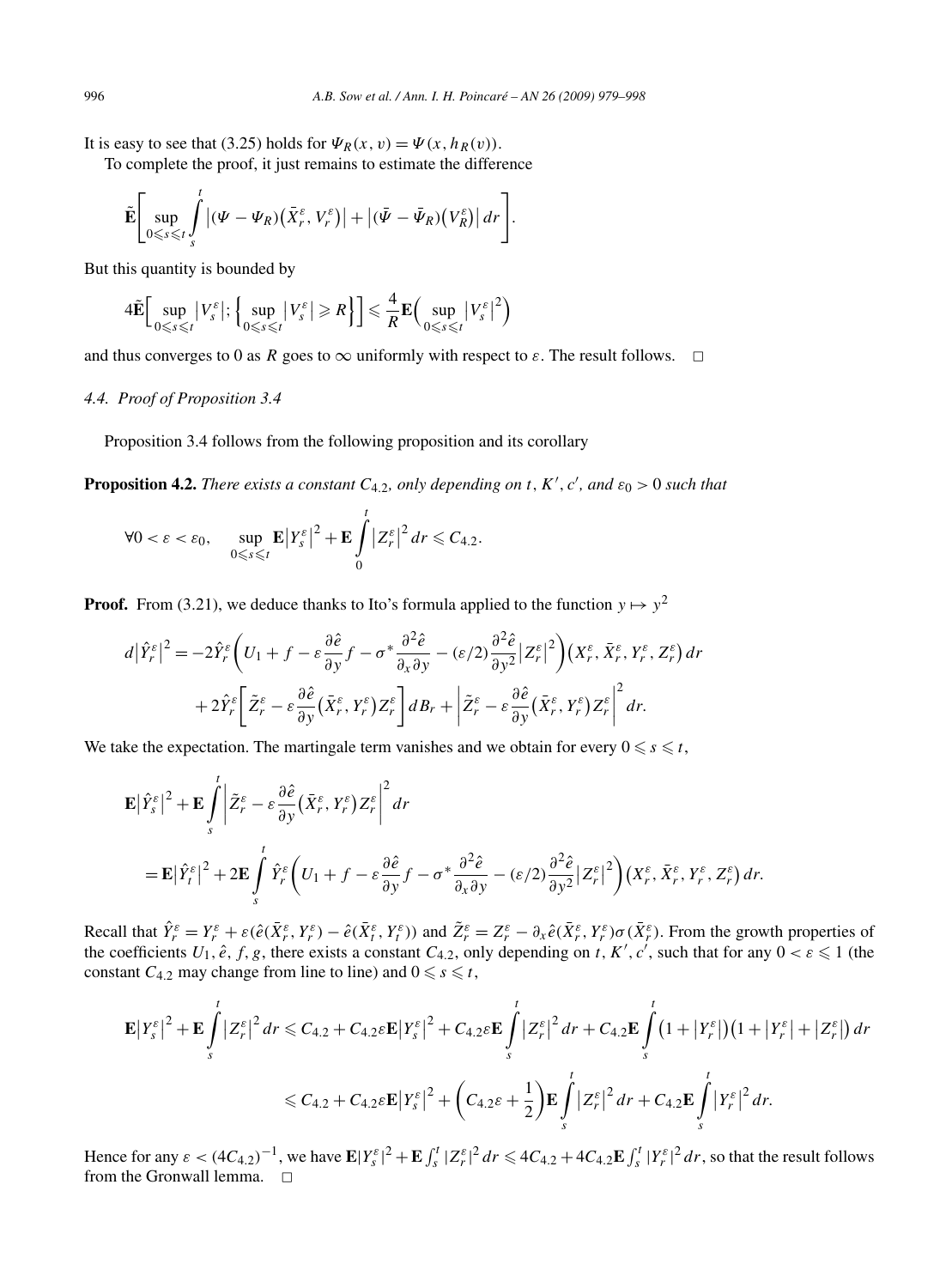It is easy to see that (3.25) holds for $\Psi_R(x,v) = \Psi(x, h_R(v))$.

To complete the proof, it just remains to estimate the difference

$$\tilde{\mathbf{E}}\left[\sup_{0\leqslant s\leqslant t}\int_s^t \left|(\Psi - \Psi_R)\left(\bar{X}_r^\varepsilon, V_r^\varepsilon\right)\right| + \left|(\bar{\Psi} - \bar{\Psi}_R)\left(V_R^\varepsilon\right)\right| dr\right].$$

But this quantity is bounded by

$$4\tilde{\mathbf{E}}\left[\sup_{0\leqslant s\leqslant t}\left|V_s^\varepsilon\right|; \left\{\sup_{0\leqslant s\leqslant t}\left|V_s^\varepsilon\right| \geqslant R\right\}\right] \leqslant \frac{4}{R}\mathbf{E}\left(\sup_{0\leqslant s\leqslant t}\left|V_s^\varepsilon\right|^2\right)$$

and thus converges to 0 as $R$ goes to $\infty$ uniformly with respect to $\varepsilon$. The result follows. $\square$

### 4.4. Proof of Proposition 3.4

Proposition 3.4 follows from the following proposition and its corollary

**Proposition 4.2.** *There exists a constant $C_{4.2}$, only depending on $t$, $K'$, $c'$, and $\varepsilon_0 > 0$ such that*

$$\forall 0 < \varepsilon < \varepsilon_0, \quad \sup_{0\leqslant s\leqslant t}\mathbf{E}\left|Y_s^\varepsilon\right|^2 + \mathbf{E}\int_0^t \left|Z_r^\varepsilon\right|^2 dr \leqslant C_{4.2}.$$

**Proof.** From (3.21), we deduce thanks to Ito's formula applied to the function $y \mapsto y^2$

$$d\left|\hat{Y}_r^\varepsilon\right|^2 = -2\hat{Y}_r^\varepsilon\left(U_1 + f - \varepsilon\frac{\partial\hat{e}}{\partial y}f - \sigma^*\frac{\partial^2\hat{e}}{\partial_x\partial y} - (\varepsilon/2)\frac{\partial^2\hat{e}}{\partial y^2}\left|Z_r^\varepsilon\right|^2\right)\left(X_r^\varepsilon, \bar{X}_r^\varepsilon, Y_r^\varepsilon, Z_r^\varepsilon\right)dr$$
$$+ 2\hat{Y}_r^\varepsilon\left[\tilde{Z}_r^\varepsilon - \varepsilon\frac{\partial\hat{e}}{\partial y}\left(\bar{X}_r^\varepsilon, Y_r^\varepsilon\right)Z_r^\varepsilon\right]dB_r + \left|\tilde{Z}_r^\varepsilon - \varepsilon\frac{\partial\hat{e}}{\partial y}\left(\bar{X}_r^\varepsilon, Y_r^\varepsilon\right)Z_r^\varepsilon\right|^2 dr.$$

We take the expectation. The martingale term vanishes and we obtain for every $0 \leqslant s \leqslant t$,

$$\mathbf{E}\left|\hat{Y}_s^\varepsilon\right|^2 + \mathbf{E}\int_s^t \left|\tilde{Z}_r^\varepsilon - \varepsilon\frac{\partial\hat{e}}{\partial y}\left(\bar{X}_r^\varepsilon, Y_r^\varepsilon\right)Z_r^\varepsilon\right|^2 dr$$
$$= \mathbf{E}\left|\hat{Y}_t^\varepsilon\right|^2 + 2\mathbf{E}\int_s^t \hat{Y}_r^\varepsilon\left(U_1 + f - \varepsilon\frac{\partial\hat{e}}{\partial y}f - \sigma^*\frac{\partial^2\hat{e}}{\partial_x\partial y} - (\varepsilon/2)\frac{\partial^2\hat{e}}{\partial y^2}\left|Z_r^\varepsilon\right|^2\right)\left(X_r^\varepsilon, \bar{X}_r^\varepsilon, Y_r^\varepsilon, Z_r^\varepsilon\right)dr.$$

Recall that $\hat{Y}_r^\varepsilon = Y_r^\varepsilon + \varepsilon(\hat{e}(\bar{X}_r^\varepsilon, Y_r^\varepsilon) - \hat{e}(\bar{X}_t^\varepsilon, Y_t^\varepsilon))$ and $\tilde{Z}_r^\varepsilon = Z_r^\varepsilon - \partial_x\hat{e}(\bar{X}_r^\varepsilon, Y_r^\varepsilon)\sigma(\bar{X}_r^\varepsilon)$. From the growth properties of the coefficients $U_1, \hat{e}, f, g$, there exists a constant $C_{4.2}$, only depending on $t$, $K'$, $c'$, such that for any $0 < \varepsilon \leqslant 1$ (the constant $C_{4.2}$ may change from line to line) and $0 \leqslant s \leqslant t$,

$$\mathbf{E}\left|Y_s^\varepsilon\right|^2 + \mathbf{E}\int_s^t \left|Z_r^\varepsilon\right|^2 dr \leqslant C_{4.2} + C_{4.2}\varepsilon\mathbf{E}\left|Y_s^\varepsilon\right|^2 + C_{4.2}\varepsilon\mathbf{E}\int_s^t \left|Z_r^\varepsilon\right|^2 dr + C_{4.2}\mathbf{E}\int_s^t \left(1 + \left|Y_r^\varepsilon\right|\right)\left(1 + \left|Y_r^\varepsilon\right| + \left|Z_r^\varepsilon\right|\right)dr$$
$$\leqslant C_{4.2} + C_{4.2}\varepsilon\mathbf{E}\left|Y_s^\varepsilon\right|^2 + \left(C_{4.2}\varepsilon + \frac{1}{2}\right)\mathbf{E}\int_s^t \left|Z_r^\varepsilon\right|^2 dr + C_{4.2}\mathbf{E}\int_s^t \left|Y_r^\varepsilon\right|^2 dr.$$

Hence for any $\varepsilon < (4C_{4.2})^{-1}$, we have $\mathbf{E}|Y_s^\varepsilon|^2 + \mathbf{E}\int_s^t |Z_r^\varepsilon|^2 dr \leqslant 4C_{4.2} + 4C_{4.2}\mathbf{E}\int_s^t |Y_r^\varepsilon|^2 dr$, so that the result follows from the Gronwall lemma. $\square$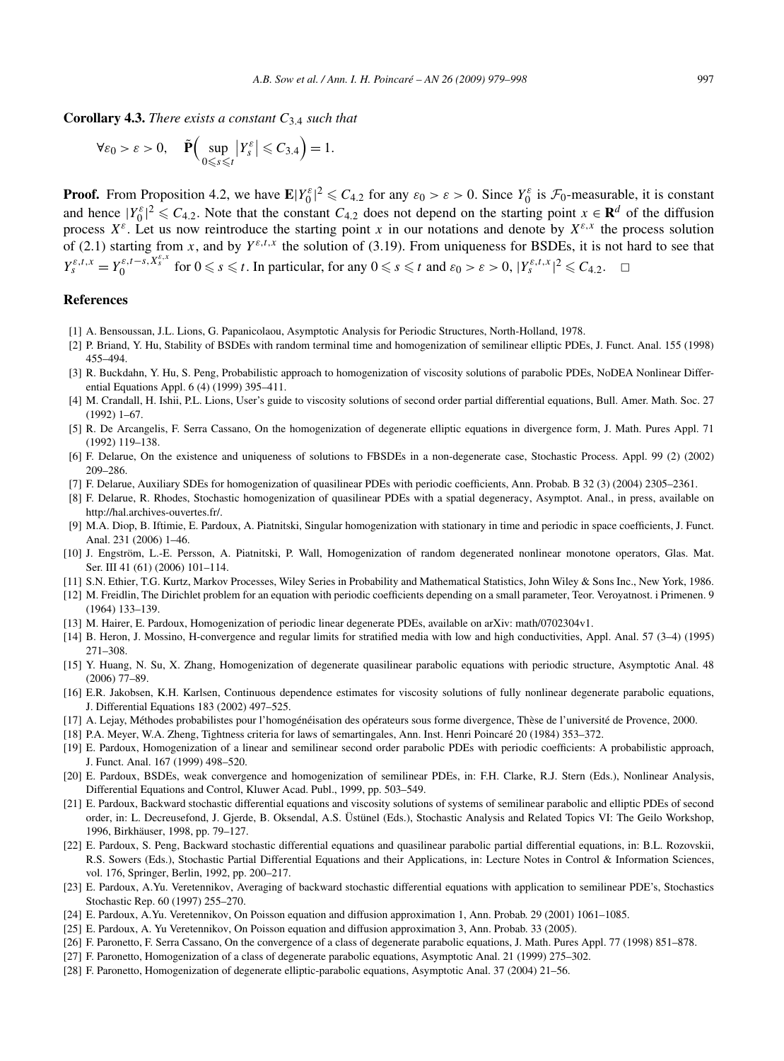**Corollary 4.3.** *There exists a constant $C_{3.4}$ such that*

$$\forall \varepsilon_0 > \varepsilon > 0, \quad \tilde{\mathbf{P}}\Big( \sup_{0 \leqslant s \leqslant t} \big|Y_s^\varepsilon\big| \leqslant C_{3.4} \Big) = 1.$$

**Proof.** From Proposition 4.2, we have $\mathbf{E}|Y_0^\varepsilon|^2 \leqslant C_{4.2}$ for any $\varepsilon_0 > \varepsilon > 0$. Since $Y_0^\varepsilon$ is $\mathcal{F}_0$-measurable, it is constant and hence $|Y_0^\varepsilon|^2 \leqslant C_{4.2}$. Note that the constant $C_{4.2}$ does not depend on the starting point $x \in \mathbf{R}^d$ of the diffusion process $X^\varepsilon$. Let us now reintroduce the starting point $x$ in our notations and denote by $X^{\varepsilon,x}$ the process solution of (2.1) starting from $x$, and by $Y^{\varepsilon,t,x}$ the solution of (3.19). From uniqueness for BSDEs, it is not hard to see that $Y_s^{\varepsilon,t,x} = Y_0^{\varepsilon,t-s,X_s^{\varepsilon,x}}$ for $0 \leqslant s \leqslant t$. In particular, for any $0 \leqslant s \leqslant t$ and $\varepsilon_0 > \varepsilon > 0$, $|Y_s^{\varepsilon,t,x}|^2 \leqslant C_{4.2}$. $\square$

## References

[1] A. Bensoussan, J.L. Lions, G. Papanicolaou, Asymptotic Analysis for Periodic Structures, North-Holland, 1978.

[2] P. Briand, Y. Hu, Stability of BSDEs with random terminal time and homogenization of semilinear elliptic PDEs, J. Funct. Anal. 155 (1998) 455–494.

[3] R. Buckdahn, Y. Hu, S. Peng, Probabilistic approach to homogenization of viscosity solutions of parabolic PDEs, NoDEA Nonlinear Differential Equations Appl. 6 (4) (1999) 395–411.

[4] M. Crandall, H. Ishii, P.L. Lions, User's guide to viscosity solutions of second order partial differential equations, Bull. Amer. Math. Soc. 27 (1992) 1–67.

[5] R. De Arcangelis, F. Serra Cassano, On the homogenization of degenerate elliptic equations in divergence form, J. Math. Pures Appl. 71 (1992) 119–138.

[6] F. Delarue, On the existence and uniqueness of solutions to FBSDEs in a non-degenerate case, Stochastic Process. Appl. 99 (2) (2002) 209–286.

[7] F. Delarue, Auxiliary SDEs for homogenization of quasilinear PDEs with periodic coefficients, Ann. Probab. B 32 (3) (2004) 2305–2361.

[8] F. Delarue, R. Rhodes, Stochastic homogenization of quasilinear PDEs with a spatial degeneracy, Asymptot. Anal., in press, available on http://hal.archives-ouvertes.fr/.

[9] M.A. Diop, B. Iftimie, E. Pardoux, A. Piatnitski, Singular homogenization with stationary in time and periodic in space coefficients, J. Funct. Anal. 231 (2006) 1–46.

[10] J. Engström, L.-E. Persson, A. Piatnitski, P. Wall, Homogenization of random degenerated nonlinear monotone operators, Glas. Mat. Ser. III 41 (61) (2006) 101–114.

[11] S.N. Ethier, T.G. Kurtz, Markov Processes, Wiley Series in Probability and Mathematical Statistics, John Wiley & Sons Inc., New York, 1986.

[12] M. Freidlin, The Dirichlet problem for an equation with periodic coefficients depending on a small parameter, Teor. Veroyatnost. i Primenen. 9 (1964) 133–139.

[13] M. Hairer, E. Pardoux, Homogenization of periodic linear degenerate PDEs, available on arXiv: math/0702304v1.

[14] B. Heron, J. Mossino, H-convergence and regular limits for stratified media with low and high conductivities, Appl. Anal. 57 (3–4) (1995) 271–308.

[15] Y. Huang, N. Su, X. Zhang, Homogenization of degenerate quasilinear parabolic equations with periodic structure, Asymptotic Anal. 48 (2006) 77–89.

[16] E.R. Jakobsen, K.H. Karlsen, Continuous dependence estimates for viscosity solutions of fully nonlinear degenerate parabolic equations, J. Differential Equations 183 (2002) 497–525.

[17] A. Lejay, Méthodes probabilistes pour l'homogénéisation des opérateurs sous forme divergence, Thèse de l'université de Provence, 2000.

[18] P.A. Meyer, W.A. Zheng, Tightness criteria for laws of semartingales, Ann. Inst. Henri Poincaré 20 (1984) 353–372.

[19] E. Pardoux, Homogenization of a linear and semilinear second order parabolic PDEs with periodic coefficients: A probabilistic approach, J. Funct. Anal. 167 (1999) 498–520.

[20] E. Pardoux, BSDEs, weak convergence and homogenization of semilinear PDEs, in: F.H. Clarke, R.J. Stern (Eds.), Nonlinear Analysis, Differential Equations and Control, Kluwer Acad. Publ., 1999, pp. 503–549.

[21] E. Pardoux, Backward stochastic differential equations and viscosity solutions of systems of semilinear parabolic and elliptic PDEs of second order, in: L. Decreusefond, J. Gjerde, B. Oksendal, A.S. Üstünel (Eds.), Stochastic Analysis and Related Topics VI: The Geilo Workshop, 1996, Birkhäuser, 1998, pp. 79–127.

[22] E. Pardoux, S. Peng, Backward stochastic differential equations and quasilinear parabolic partial differential equations, in: B.L. Rozovskii, R.S. Sowers (Eds.), Stochastic Partial Differential Equations and their Applications, in: Lecture Notes in Control & Information Sciences, vol. 176, Springer, Berlin, 1992, pp. 200–217.

[23] E. Pardoux, A.Yu. Veretennikov, Averaging of backward stochastic differential equations with application to semilinear PDE's, Stochastics Stochastic Rep. 60 (1997) 255–270.

[24] E. Pardoux, A.Yu. Veretennikov, On Poisson equation and diffusion approximation 1, Ann. Probab. 29 (2001) 1061–1085.

[25] E. Pardoux, A. Yu Veretennikov, On Poisson equation and diffusion approximation 3, Ann. Probab. 33 (2005).

[26] F. Paronetto, F. Serra Cassano, On the convergence of a class of degenerate parabolic equations, J. Math. Pures Appl. 77 (1998) 851–878.

[27] F. Paronetto, Homogenization of a class of degenerate parabolic equations, Asymptotic Anal. 21 (1999) 275–302.

[28] F. Paronetto, Homogenization of degenerate elliptic-parabolic equations, Asymptotic Anal. 37 (2004) 21–56.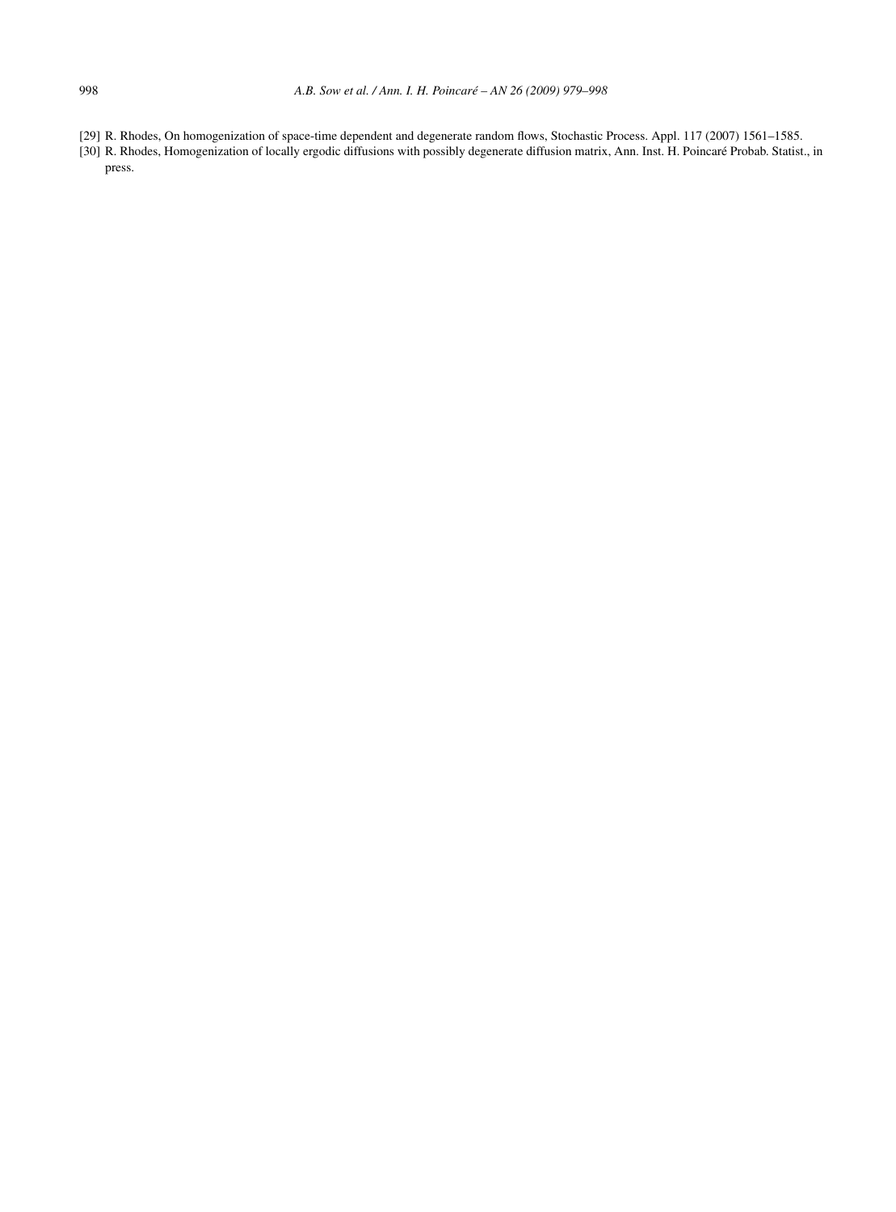[29] R. Rhodes, On homogenization of space-time dependent and degenerate random flows, Stochastic Process. Appl. 117 (2007) 1561–1585.

[30] R. Rhodes, Homogenization of locally ergodic diffusions with possibly degenerate diffusion matrix, Ann. Inst. H. Poincaré Probab. Statist., in press.